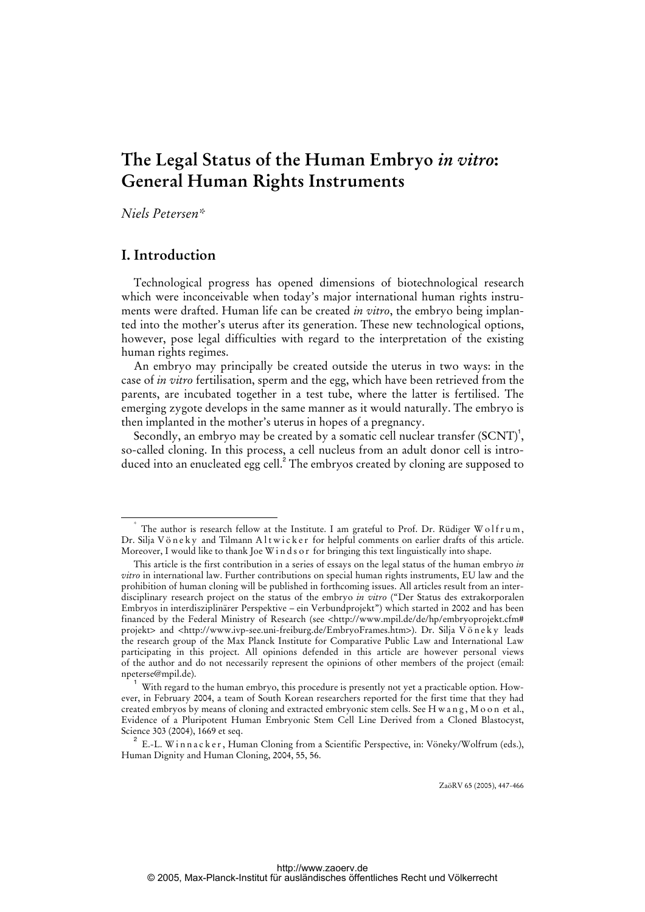# The Legal Status of the Human Embryo *in vitro*: General Human Rights Instruments

*Niels Petersen\**

## I. Introduction

Technological progress has opened dimensions of biotechnological research which were inconceivable when today's major international human rights instruments were drafted. Human life can be created *in vitro*, the embryo being implanted into the mother's uterus after its generation. These new technological options, however, pose legal difficulties with regard to the interpretation of the existing human rights regimes.

An embryo may principally be created outside the uterus in two ways: in the case of *in vitro* fertilisation, sperm and the egg, which have been retrieved from the parents, are incubated together in a test tube, where the latter is fertilised. The emerging zygote develops in the same manner as it would naturally. The embryo is then implanted in the mother's uterus in hopes of a pregnancy.

Secondly, an embryo may be created by a somatic cell nuclear transfer (SCNT)[1], so-called cloning. In this process, a cell nucleus from an adult donor cell is introduced into an enucleated egg cell.[2] The embryos created by cloning are supposed to

---

\* The author is research fellow at the Institute. I am grateful to Prof. Dr. Rüdiger Wolfrum, Dr. Silja Vöneky and Tilmann Altwicker for helpful comments on earlier drafts of this article. Moreover, I would like to thank Joe Windsor for bringing this text linguistically into shape.

This article is the first contribution in a series of essays on the legal status of the human embryo *in vitro* in international law. Further contributions on special human rights instruments, EU law and the prohibition of human cloning will be published in forthcoming issues. All articles result from an interdisciplinary research project on the status of the embryo *in vitro* ("Der Status des extrakorporalen Embryos in interdisziplinärer Perspektive – ein Verbundprojekt") which started in 2002 and has been financed by the Federal Ministry of Research (see <http://www.mpil.de/de/hp/embryoprojekt.cfm#projekt> and <http://www.ivp-see.uni-freiburg.de/EmbryoFrames.htm>). Dr. Silja Vöneky leads the research group of the Max Planck Institute for Comparative Public Law and International Law participating in this project. All opinions defended in this article are however personal views of the author and do not necessarily represent the opinions of other members of the project (email: npeterse@mpil.de).

[1] With regard to the human embryo, this procedure is presently not yet a practicable option. However, in February 2004, a team of South Korean researchers reported for the first time that they had created embryos by means of cloning and extracted embryonic stem cells. See Hwang, Moon et al., Evidence of a Pluripotent Human Embryonic Stem Cell Line Derived from a Cloned Blastocyst, Science 303 (2004), 1669 et seq.

[2] E.-L. Winnacker, Human Cloning from a Scientific Perspective, in: Vöneky/Wolfrum (eds.), Human Dignity and Human Cloning, 2004, 55, 56.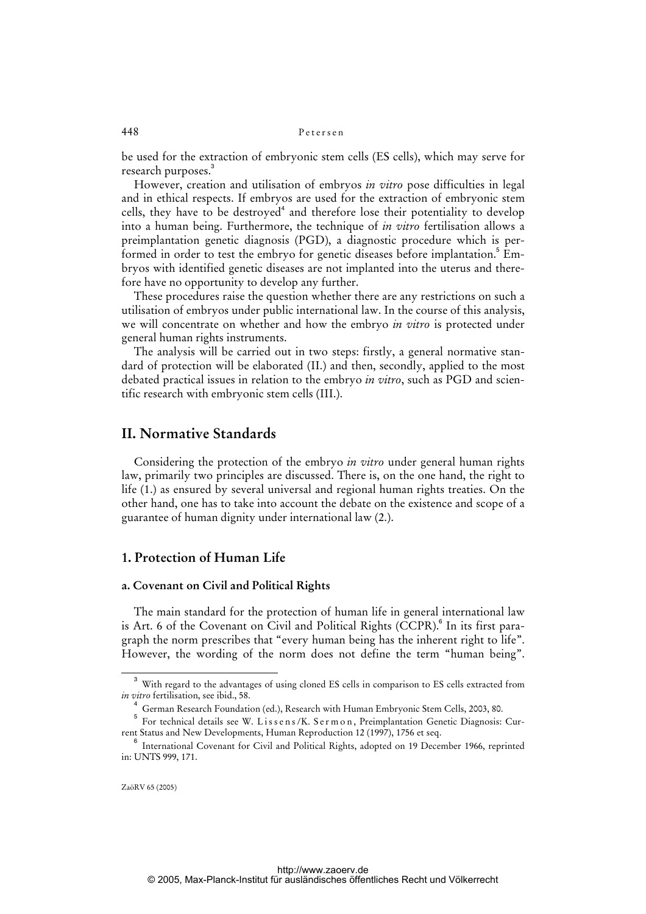be used for the extraction of embryonic stem cells (ES cells), which may serve for research purposes.[3]

However, creation and utilisation of embryos *in vitro* pose difficulties in legal and in ethical respects. If embryos are used for the extraction of embryonic stem cells, they have to be destroyed[4] and therefore lose their potentiality to develop into a human being. Furthermore, the technique of *in vitro* fertilisation allows a preimplantation genetic diagnosis (PGD), a diagnostic procedure which is performed in order to test the embryo for genetic diseases before implantation.[5] Embryos with identified genetic diseases are not implanted into the uterus and therefore have no opportunity to develop any further.

These procedures raise the question whether there are any restrictions on such a utilisation of embryos under public international law. In the course of this analysis, we will concentrate on whether and how the embryo *in vitro* is protected under general human rights instruments.

The analysis will be carried out in two steps: firstly, a general normative standard of protection will be elaborated (II.) and then, secondly, applied to the most debated practical issues in relation to the embryo *in vitro*, such as PGD and scientific research with embryonic stem cells (III.).

## II. Normative Standards

Considering the protection of the embryo *in vitro* under general human rights law, primarily two principles are discussed. There is, on the one hand, the right to life (1.) as ensured by several universal and regional human rights treaties. On the other hand, one has to take into account the debate on the existence and scope of a guarantee of human dignity under international law (2.).

### 1. Protection of Human Life

#### a. Covenant on Civil and Political Rights

The main standard for the protection of human life in general international law is Art. 6 of the Covenant on Civil and Political Rights (CCPR).[6] In its first paragraph the norm prescribes that "every human being has the inherent right to life". However, the wording of the norm does not define the term "human being".

---

[3] With regard to the advantages of using cloned ES cells in comparison to ES cells extracted from *in vitro* fertilisation, see ibid., 58.

[4] German Research Foundation (ed.), Research with Human Embryonic Stem Cells, 2003, 80.

[5] For technical details see W. Lissens/K. Sermon, Preimplantation Genetic Diagnosis: Current Status and New Developments, Human Reproduction 12 (1997), 1756 et seq.

[6] International Covenant for Civil and Political Rights, adopted on 19 December 1966, reprinted in: UNTS 999, 171.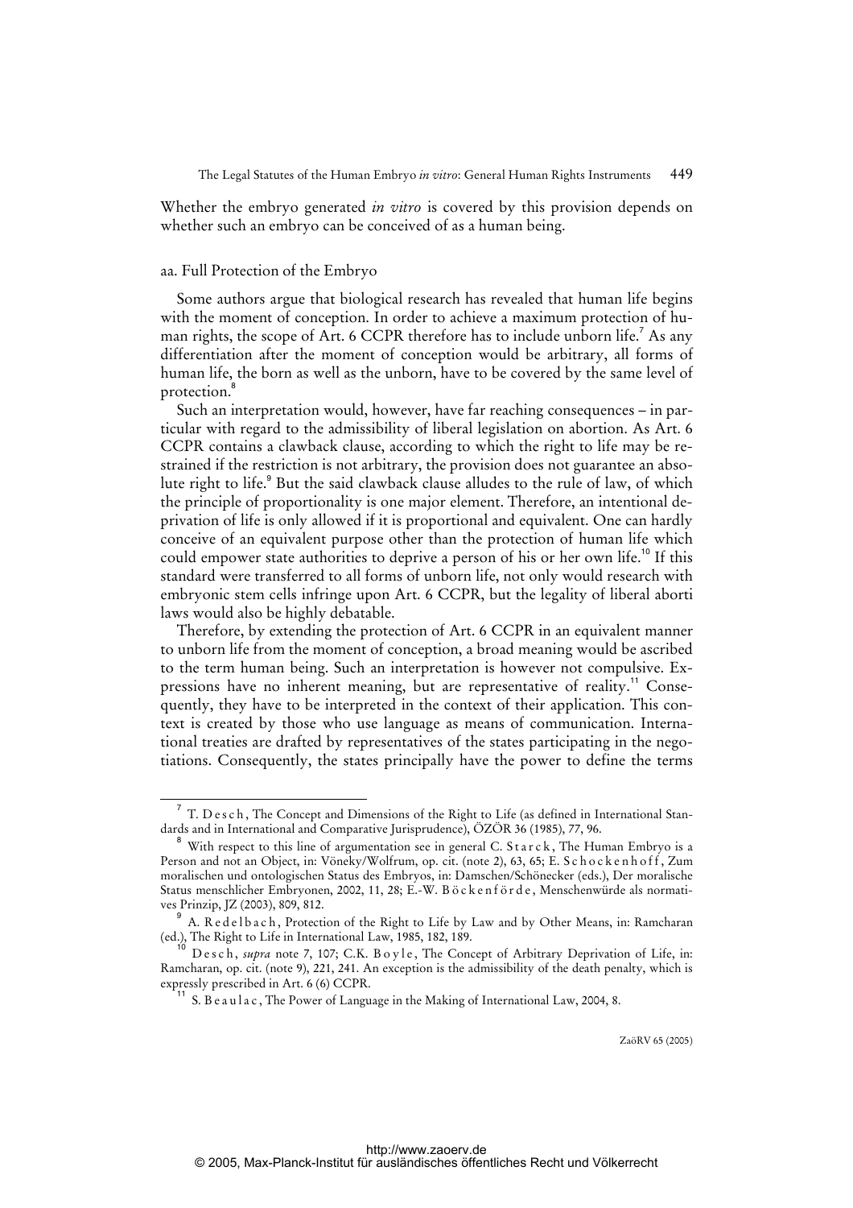Whether the embryo generated *in vitro* is covered by this provision depends on whether such an embryo can be conceived of as a human being.

### aa. Full Protection of the Embryo

Some authors argue that biological research has revealed that human life begins with the moment of conception. In order to achieve a maximum protection of human rights, the scope of Art. 6 CCPR therefore has to include unborn life.[7] As any differentiation after the moment of conception would be arbitrary, all forms of human life, the born as well as the unborn, have to be covered by the same level of protection.[8]

Such an interpretation would, however, have far reaching consequences – in particular with regard to the admissibility of liberal legislation on abortion. As Art. 6 CCPR contains a clawback clause, according to which the right to life may be restrained if the restriction is not arbitrary, the provision does not guarantee an absolute right to life.[9] But the said clawback clause alludes to the rule of law, of which the principle of proportionality is one major element. Therefore, an intentional deprivation of life is only allowed if it is proportional and equivalent. One can hardly conceive of an equivalent purpose other than the protection of human life which could empower state authorities to deprive a person of his or her own life.[10] If this standard were transferred to all forms of unborn life, not only would research with embryonic stem cells infringe upon Art. 6 CCPR, but the legality of liberal aborti laws would also be highly debatable.

Therefore, by extending the protection of Art. 6 CCPR in an equivalent manner to unborn life from the moment of conception, a broad meaning would be ascribed to the term human being. Such an interpretation is however not compulsive. Expressions have no inherent meaning, but are representative of reality.[11] Consequently, they have to be interpreted in the context of their application. This context is created by those who use language as means of communication. International treaties are drafted by representatives of the states participating in the negotiations. Consequently, the states principally have the power to define the terms

---

[7] T. Desch, The Concept and Dimensions of the Right to Life (as defined in International Standards and in International and Comparative Jurisprudence), ÖZÖR 36 (1985), 77, 96.

[8] With respect to this line of argumentation see in general C. Starck, The Human Embryo is a Person and not an Object, in: Vöneky/Wolfrum, op. cit. (note 2), 63, 65; E. Schockenhoff, Zum moralischen und ontologischen Status des Embryos, in: Damschen/Schönecker (eds.), Der moralische Status menschlicher Embryonen, 2002, 11, 28; E.-W. Böckenförde, Menschenwürde als normatives Prinzip, JZ (2003), 809, 812.

[9] A. Redelbach, Protection of the Right to Life by Law and by Other Means, in: Ramcharan (ed.), The Right to Life in International Law, 1985, 182, 189.

[10] Desch, *supra* note 7, 107; C.K. Boyle, The Concept of Arbitrary Deprivation of Life, in: Ramcharan, op. cit. (note 9), 221, 241. An exception is the admissibility of the death penalty, which is expressly prescribed in Art. 6 (6) CCPR.

[11] S. Beaulac, The Power of Language in the Making of International Law, 2004, 8.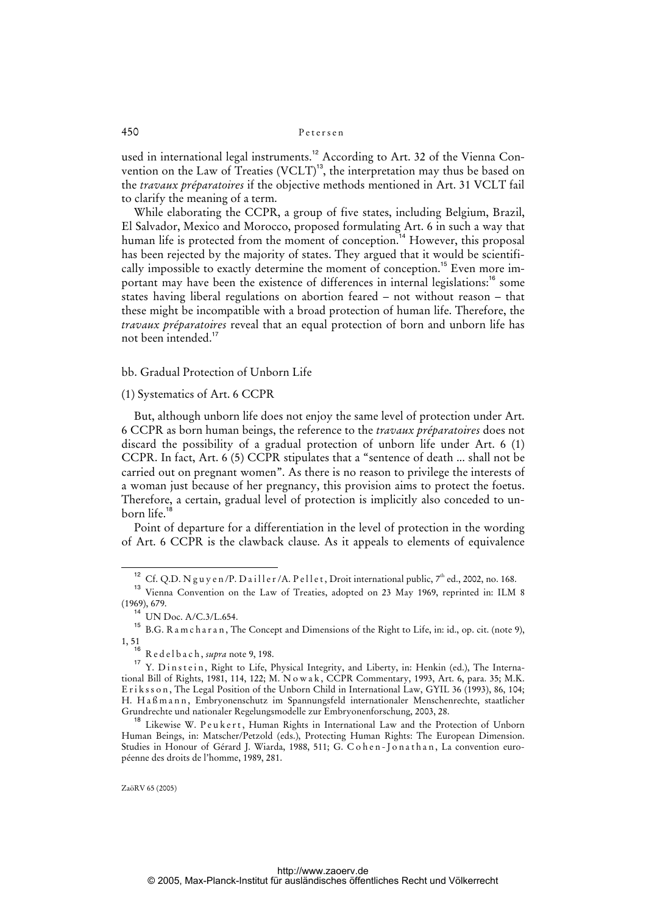used in international legal instruments.[12] According to Art. 32 of the Vienna Convention on the Law of Treaties (VCLT)[13], the interpretation may thus be based on the *travaux préparatoires* if the objective methods mentioned in Art. 31 VCLT fail to clarify the meaning of a term.

While elaborating the CCPR, a group of five states, including Belgium, Brazil, El Salvador, Mexico and Morocco, proposed formulating Art. 6 in such a way that human life is protected from the moment of conception.[14] However, this proposal has been rejected by the majority of states. They argued that it would be scientifically impossible to exactly determine the moment of conception.[15] Even more important may have been the existence of differences in internal legislations:[16] some states having liberal regulations on abortion feared – not without reason – that these might be incompatible with a broad protection of human life. Therefore, the *travaux préparatoires* reveal that an equal protection of born and unborn life has not been intended.[17]

bb. Gradual Protection of Unborn Life

(1) Systematics of Art. 6 CCPR

But, although unborn life does not enjoy the same level of protection under Art. 6 CCPR as born human beings, the reference to the *travaux préparatoires* does not discard the possibility of a gradual protection of unborn life under Art. 6 (1) CCPR. In fact, Art. 6 (5) CCPR stipulates that a "sentence of death ... shall not be carried out on pregnant women". As there is no reason to privilege the interests of a woman just because of her pregnancy, this provision aims to protect the foetus. Therefore, a certain, gradual level of protection is implicitly also conceded to unborn life.[18]

Point of departure for a differentiation in the level of protection in the wording of Art. 6 CCPR is the clawback clause. As it appeals to elements of equivalence

---

[12] Cf. Q.D. Nguyen/P. Dailler/A. Pellet, Droit international public, 7th ed., 2002, no. 168.

[13] Vienna Convention on the Law of Treaties, adopted on 23 May 1969, reprinted in: ILM 8 (1969), 679.

[14] UN Doc. A/C.3/L.654.

[15] B.G. Ramcharan, The Concept and Dimensions of the Right to Life, in: id., op. cit. (note 9), 1, 51

[16] Redelbach, *supra* note 9, 198.

[17] Y. Dinstein, Right to Life, Physical Integrity, and Liberty, in: Henkin (ed.), The International Bill of Rights, 1981, 114, 122; M. Nowak, CCPR Commentary, 1993, Art. 6, para. 35; M.K. Eriksson, The Legal Position of the Unborn Child in International Law, GYIL 36 (1993), 86, 104; H. Haßmann, Embryonenschutz im Spannungsfeld internationaler Menschenrechte, staatlicher Grundrechte und nationaler Regelungsmodelle zur Embryonenforschung, 2003, 28.

[18] Likewise W. Peukert, Human Rights in International Law and the Protection of Unborn Human Beings, in: Matscher/Petzold (eds.), Protecting Human Rights: The European Dimension. Studies in Honour of Gérard J. Wiarda, 1988, 511; G. Cohen-Jonathan, La convention européenne des droits de l'homme, 1989, 281.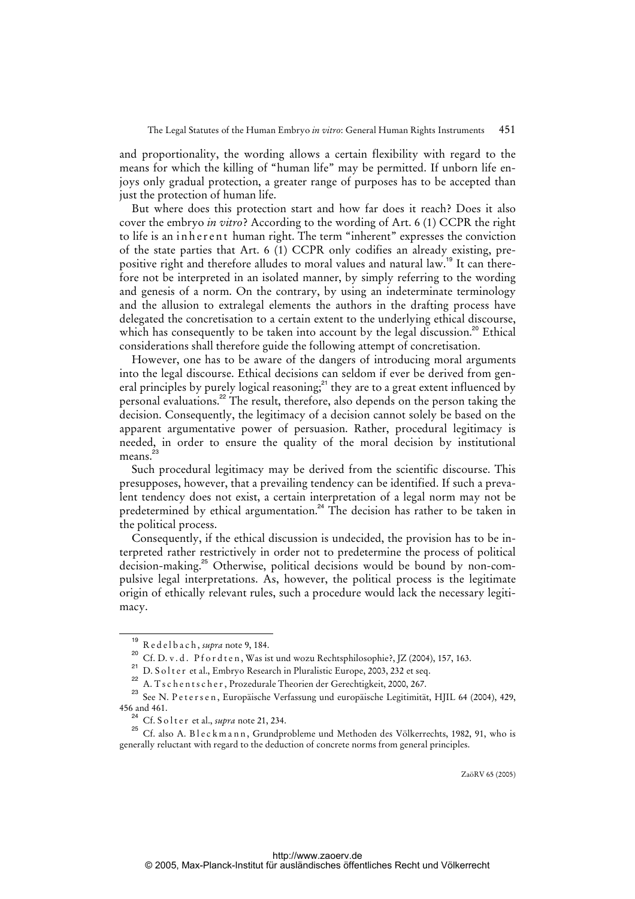and proportionality, the wording allows a certain flexibility with regard to the means for which the killing of "human life" may be permitted. If unborn life enjoys only gradual protection, a greater range of purposes has to be accepted than just the protection of human life.

But where does this protection start and how far does it reach? Does it also cover the embryo *in vitro*? According to the wording of Art. 6 (1) CCPR the right to life is an inherent human right. The term "inherent" expresses the conviction of the state parties that Art. 6 (1) CCPR only codifies an already existing, prepositive right and therefore alludes to moral values and natural law.[19] It can therefore not be interpreted in an isolated manner, by simply referring to the wording and genesis of a norm. On the contrary, by using an indeterminate terminology and the allusion to extralegal elements the authors in the drafting process have delegated the concretisation to a certain extent to the underlying ethical discourse, which has consequently to be taken into account by the legal discussion.[20] Ethical considerations shall therefore guide the following attempt of concretisation.

However, one has to be aware of the dangers of introducing moral arguments into the legal discourse. Ethical decisions can seldom if ever be derived from general principles by purely logical reasoning;[21] they are to a great extent influenced by personal evaluations.[22] The result, therefore, also depends on the person taking the decision. Consequently, the legitimacy of a decision cannot solely be based on the apparent argumentative power of persuasion. Rather, procedural legitimacy is needed, in order to ensure the quality of the moral decision by institutional means.[23]

Such procedural legitimacy may be derived from the scientific discourse. This presupposes, however, that a prevailing tendency can be identified. If such a prevalent tendency does not exist, a certain interpretation of a legal norm may not be predetermined by ethical argumentation.[24] The decision has rather to be taken in the political process.

Consequently, if the ethical discussion is undecided, the provision has to be interpreted rather restrictively in order not to predetermine the process of political decision-making.[25] Otherwise, political decisions would be bound by non-compulsive legal interpretations. As, however, the political process is the legitimate origin of ethically relevant rules, such a procedure would lack the necessary legitimacy.

---

[19] Redelbach, *supra* note 9, 184.

[20] Cf. D. v. d. Pfordten, Was ist und wozu Rechtsphilosophie?, JZ (2004), 157, 163.

[21] D. Solter et al., Embryo Research in Pluralistic Europe, 2003, 232 et seq.

[22] A. Tschentscher, Prozedurale Theorien der Gerechtigkeit, 2000, 267.

[23] See N. Petersen, Europäische Verfassung und europäische Legitimität, HJIL 64 (2004), 429, 456 and 461.

[24] Cf. Solter et al., *supra* note 21, 234.

[25] Cf. also A. Bleckmann, Grundprobleme und Methoden des Völkerrechts, 1982, 91, who is generally reluctant with regard to the deduction of concrete norms from general principles.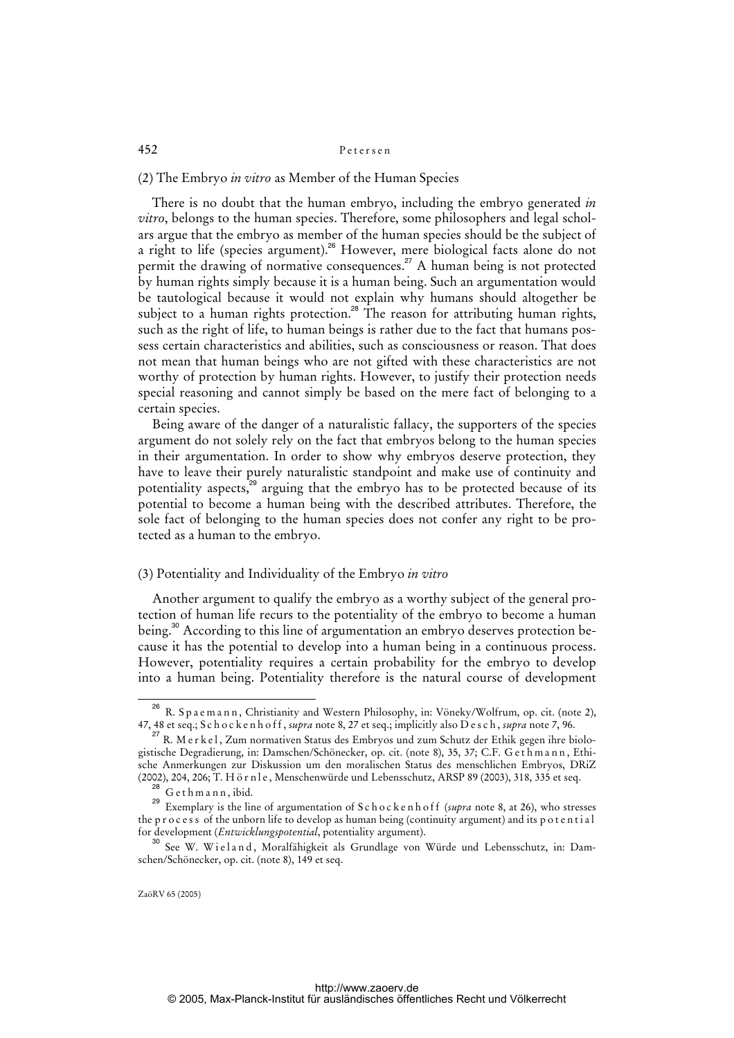(2) The Embryo *in vitro* as Member of the Human Species

There is no doubt that the human embryo, including the embryo generated *in vitro*, belongs to the human species. Therefore, some philosophers and legal scholars argue that the embryo as member of the human species should be the subject of a right to life (species argument).[26] However, mere biological facts alone do not permit the drawing of normative consequences.[27] A human being is not protected by human rights simply because it is a human being. Such an argumentation would be tautological because it would not explain why humans should altogether be subject to a human rights protection.[28] The reason for attributing human rights, such as the right of life, to human beings is rather due to the fact that humans possess certain characteristics and abilities, such as consciousness or reason. That does not mean that human beings who are not gifted with these characteristics are not worthy of protection by human rights. However, to justify their protection needs special reasoning and cannot simply be based on the mere fact of belonging to a certain species.

Being aware of the danger of a naturalistic fallacy, the supporters of the species argument do not solely rely on the fact that embryos belong to the human species in their argumentation. In order to show why embryos deserve protection, they have to leave their purely naturalistic standpoint and make use of continuity and potentiality aspects,[29] arguing that the embryo has to be protected because of its potential to become a human being with the described attributes. Therefore, the sole fact of belonging to the human species does not confer any right to be protected as a human to the embryo.

(3) Potentiality and Individuality of the Embryo *in vitro*

Another argument to qualify the embryo as a worthy subject of the general protection of human life recurs to the potentiality of the embryo to become a human being.[30] According to this line of argumentation an embryo deserves protection because it has the potential to develop into a human being in a continuous process. However, potentiality requires a certain probability for the embryo to develop into a human being. Potentiality therefore is the natural course of development

---

[26] R. Spaemann, Christianity and Western Philosophy, in: Vöneky/Wolfrum, op. cit. (note 2), 47, 48 et seq.; Schockenhoff, *supra* note 8, 27 et seq.; implicitly also Desch, *supra* note 7, 96.

[27] R. Merkel, Zum normativen Status des Embryos und zum Schutz der Ethik gegen ihre biologistische Degradierung, in: Damschen/Schönecker, op. cit. (note 8), 35, 37; C.F. Gethmann, Ethische Anmerkungen zur Diskussion um den moralischen Status des menschlichen Embryos, DRiZ (2002), 204, 206; T. Hörnle, Menschenwürde und Lebensschutz, ARSP 89 (2003), 318, 335 et seq.

[28] Gethmann, ibid.

[29] Exemplary is the line of argumentation of Schockenhoff (*supra* note 8, at 26), who stresses the process of the unborn life to develop as human being (continuity argument) and its potential for development (*Entwicklungspotential*, potentiality argument).

[30] See W. Wieland, Moralfähigkeit als Grundlage von Würde und Lebensschutz, in: Damschen/Schönecker, op. cit. (note 8), 149 et seq.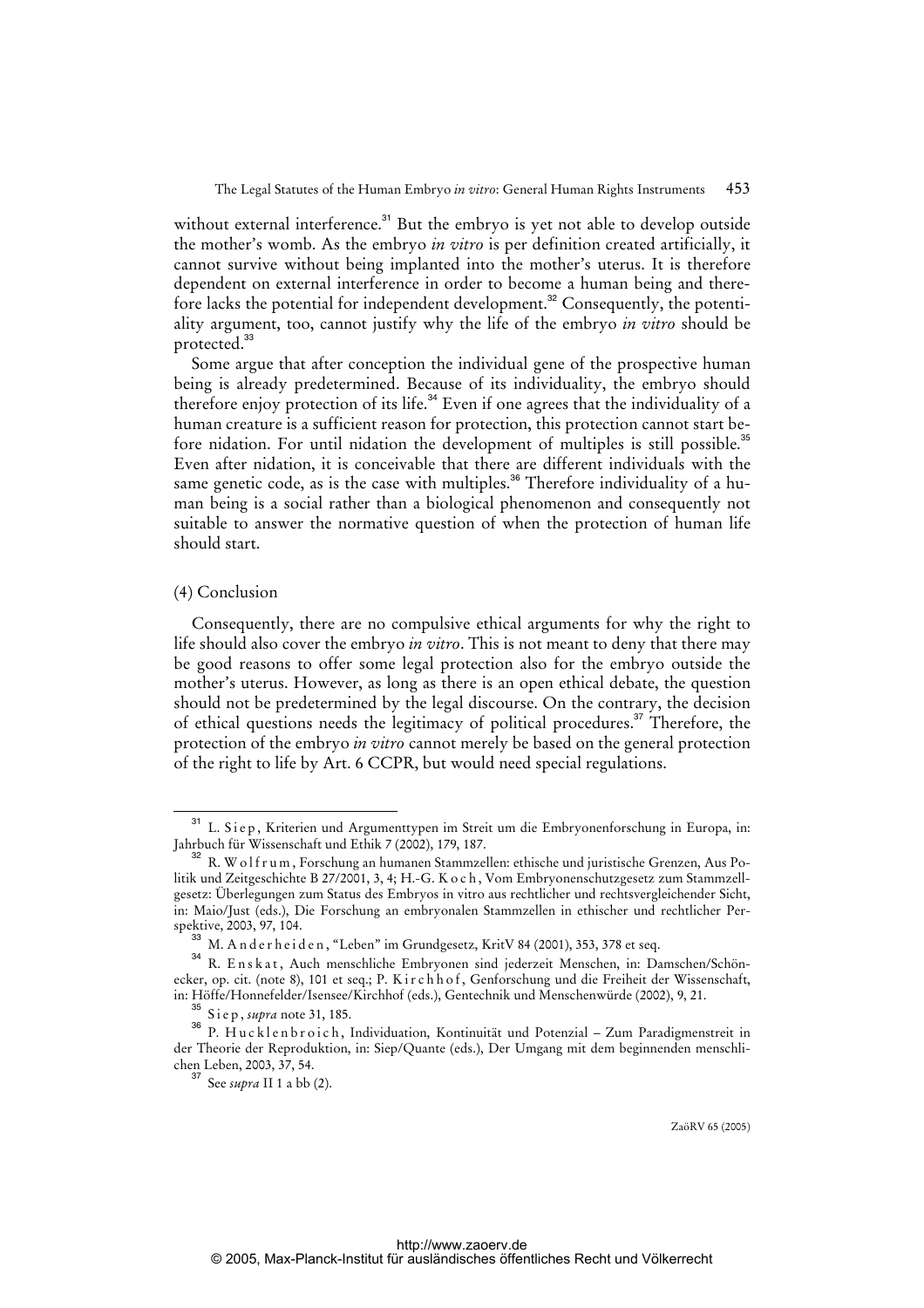without external interference.[31] But the embryo is yet not able to develop outside the mother's womb. As the embryo *in vitro* is per definition created artificially, it cannot survive without being implanted into the mother's uterus. It is therefore dependent on external interference in order to become a human being and therefore lacks the potential for independent development.[32] Consequently, the potentiality argument, too, cannot justify why the life of the embryo *in vitro* should be protected.[33]

Some argue that after conception the individual gene of the prospective human being is already predetermined. Because of its individuality, the embryo should therefore enjoy protection of its life.[34] Even if one agrees that the individuality of a human creature is a sufficient reason for protection, this protection cannot start before nidation. For until nidation the development of multiples is still possible.[35] Even after nidation, it is conceivable that there are different individuals with the same genetic code, as is the case with multiples.[36] Therefore individuality of a human being is a social rather than a biological phenomenon and consequently not suitable to answer the normative question of when the protection of human life should start.

(4) Conclusion

Consequently, there are no compulsive ethical arguments for why the right to life should also cover the embryo *in vitro*. This is not meant to deny that there may be good reasons to offer some legal protection also for the embryo outside the mother's uterus. However, as long as there is an open ethical debate, the question should not be predetermined by the legal discourse. On the contrary, the decision of ethical questions needs the legitimacy of political procedures.[37] Therefore, the protection of the embryo *in vitro* cannot merely be based on the general protection of the right to life by Art. 6 CCPR, but would need special regulations.

---

[31] L. Siep, Kriterien und Argumenttypen im Streit um die Embryonenforschung in Europa, in: Jahrbuch für Wissenschaft und Ethik 7 (2002), 179, 187.

[32] R. Wolfrum, Forschung an humanen Stammzellen: ethische und juristische Grenzen, Aus Politik und Zeitgeschichte B 27/2001, 3, 4; H.-G. Koch, Vom Embryonenschutzgesetz zum Stammzellgesetz: Überlegungen zum Status des Embryos in vitro aus rechtlicher und rechtsvergleichender Sicht, in: Maio/Just (eds.), Die Forschung an embryonalen Stammzellen in ethischer und rechtlicher Perspektive, 2003, 97, 104.

[33] M. Anderheiden, "Leben" im Grundgesetz, KritV 84 (2001), 353, 378 et seq.

[34] R. Enskat, Auch menschliche Embryonen sind jederzeit Menschen, in: Damschen/Schönecker, op. cit. (note 8), 101 et seq.; P. Kirchhof, Genforschung und die Freiheit der Wissenschaft, in: Höffe/Honnefelder/Isensee/Kirchhof (eds.), Gentechnik und Menschenwürde (2002), 9, 21.

[35] Siep, *supra* note 31, 185.

[36] P. Hucklenbroich, Individuation, Kontinuität und Potenzial – Zum Paradigmenstreit in der Theorie der Reproduktion, in: Siep/Quante (eds.), Der Umgang mit dem beginnenden menschlichen Leben, 2003, 37, 54.

[37] See *supra* II 1 a bb (2).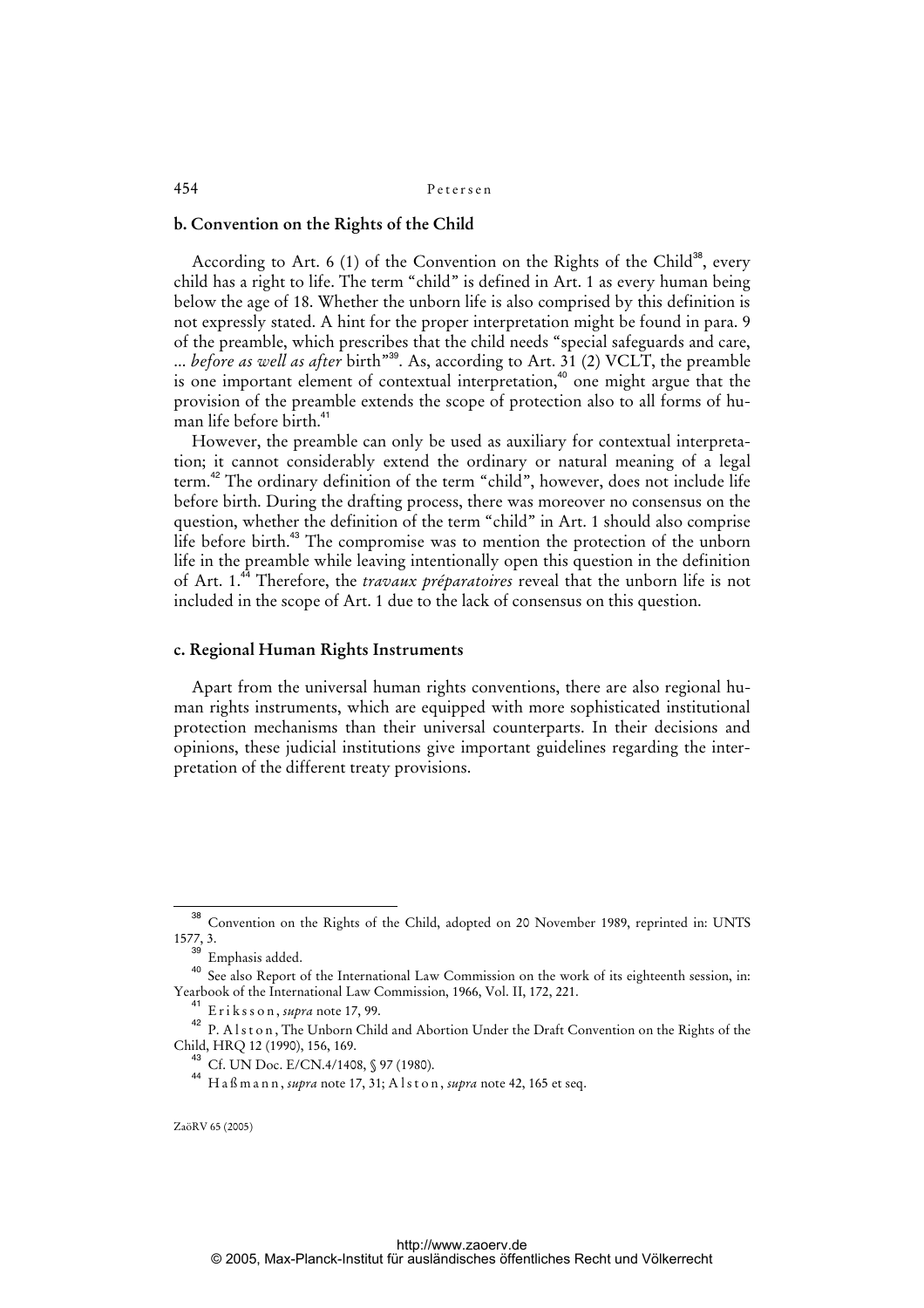### b. Convention on the Rights of the Child

According to Art. 6 (1) of the Convention on the Rights of the Child[38], every child has a right to life. The term "child" is defined in Art. 1 as every human being below the age of 18. Whether the unborn life is also comprised by this definition is not expressly stated. A hint for the proper interpretation might be found in para. 9 of the preamble, which prescribes that the child needs "special safeguards and care, ... *before as well as after* birth"[39]. As, according to Art. 31 (2) VCLT, the preamble is one important element of contextual interpretation,[40] one might argue that the provision of the preamble extends the scope of protection also to all forms of human life before birth.[41]

However, the preamble can only be used as auxiliary for contextual interpretation; it cannot considerably extend the ordinary or natural meaning of a legal term.[42] The ordinary definition of the term "child", however, does not include life before birth. During the drafting process, there was moreover no consensus on the question, whether the definition of the term "child" in Art. 1 should also comprise life before birth.[43] The compromise was to mention the protection of the unborn life in the preamble while leaving intentionally open this question in the definition of Art. 1.[44] Therefore, the *travaux préparatoires* reveal that the unborn life is not included in the scope of Art. 1 due to the lack of consensus on this question.

### c. Regional Human Rights Instruments

Apart from the universal human rights conventions, there are also regional human rights instruments, which are equipped with more sophisticated institutional protection mechanisms than their universal counterparts. In their decisions and opinions, these judicial institutions give important guidelines regarding the interpretation of the different treaty provisions.

---

[38] Convention on the Rights of the Child, adopted on 20 November 1989, reprinted in: UNTS 1577, 3.

[39] Emphasis added.

[40] See also Report of the International Law Commission on the work of its eighteenth session, in: Yearbook of the International Law Commission, 1966, Vol. II, 172, 221.

[41] Eriksson, *supra* note 17, 99.

[42] P. Alston, The Unborn Child and Abortion Under the Draft Convention on the Rights of the Child, HRQ 12 (1990), 156, 169.

[43] Cf. UN Doc. E/CN.4/1408, § 97 (1980).

[44] Haßmann, *supra* note 17, 31; Alston, *supra* note 42, 165 et seq.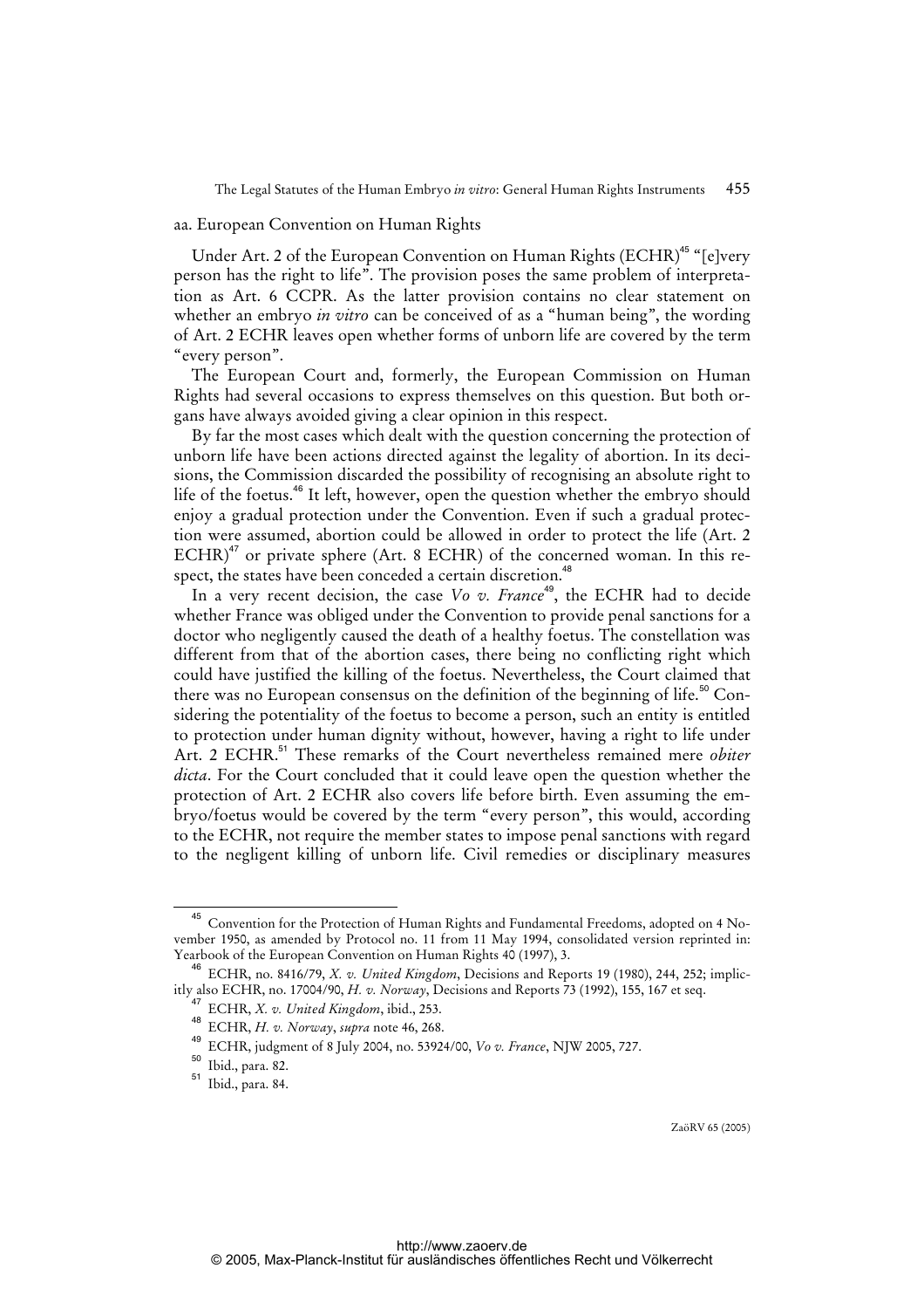### aa. European Convention on Human Rights

Under Art. 2 of the European Convention on Human Rights (ECHR)[45] "[e]very person has the right to life". The provision poses the same problem of interpretation as Art. 6 CCPR. As the latter provision contains no clear statement on whether an embryo *in vitro* can be conceived of as a "human being", the wording of Art. 2 ECHR leaves open whether forms of unborn life are covered by the term "every person".

The European Court and, formerly, the European Commission on Human Rights had several occasions to express themselves on this question. But both organs have always avoided giving a clear opinion in this respect.

By far the most cases which dealt with the question concerning the protection of unborn life have been actions directed against the legality of abortion. In its decisions, the Commission discarded the possibility of recognising an absolute right to life of the foetus.[46] It left, however, open the question whether the embryo should enjoy a gradual protection under the Convention. Even if such a gradual protection were assumed, abortion could be allowed in order to protect the life (Art. 2 ECHR)[47] or private sphere (Art. 8 ECHR) of the concerned woman. In this respect, the states have been conceded a certain discretion.[48]

In a very recent decision, the case *Vo v. France*[49], the ECHR had to decide whether France was obliged under the Convention to provide penal sanctions for a doctor who negligently caused the death of a healthy foetus. The constellation was different from that of the abortion cases, there being no conflicting right which could have justified the killing of the foetus. Nevertheless, the Court claimed that there was no European consensus on the definition of the beginning of life.[50] Considering the potentiality of the foetus to become a person, such an entity is entitled to protection under human dignity without, however, having a right to life under Art. 2 ECHR.[51] These remarks of the Court nevertheless remained mere *obiter dicta*. For the Court concluded that it could leave open the question whether the protection of Art. 2 ECHR also covers life before birth. Even assuming the embryo/foetus would be covered by the term "every person", this would, according to the ECHR, not require the member states to impose penal sanctions with regard to the negligent killing of unborn life. Civil remedies or disciplinary measures

---

[45] Convention for the Protection of Human Rights and Fundamental Freedoms, adopted on 4 November 1950, as amended by Protocol no. 11 from 11 May 1994, consolidated version reprinted in: Yearbook of the European Convention on Human Rights 40 (1997), 3.

[46] ECHR, no. 8416/79, *X. v. United Kingdom*, Decisions and Reports 19 (1980), 244, 252; implicitly also ECHR, no. 17004/90, *H. v. Norway*, Decisions and Reports 73 (1992), 155, 167 et seq.

[47] ECHR, *X. v. United Kingdom*, ibid., 253.

[48] ECHR, *H. v. Norway*, *supra* note 46, 268.

[49] ECHR, judgment of 8 July 2004, no. 53924/00, *Vo v. France*, NJW 2005, 727.

[50] Ibid., para. 82.

[51] Ibid., para. 84.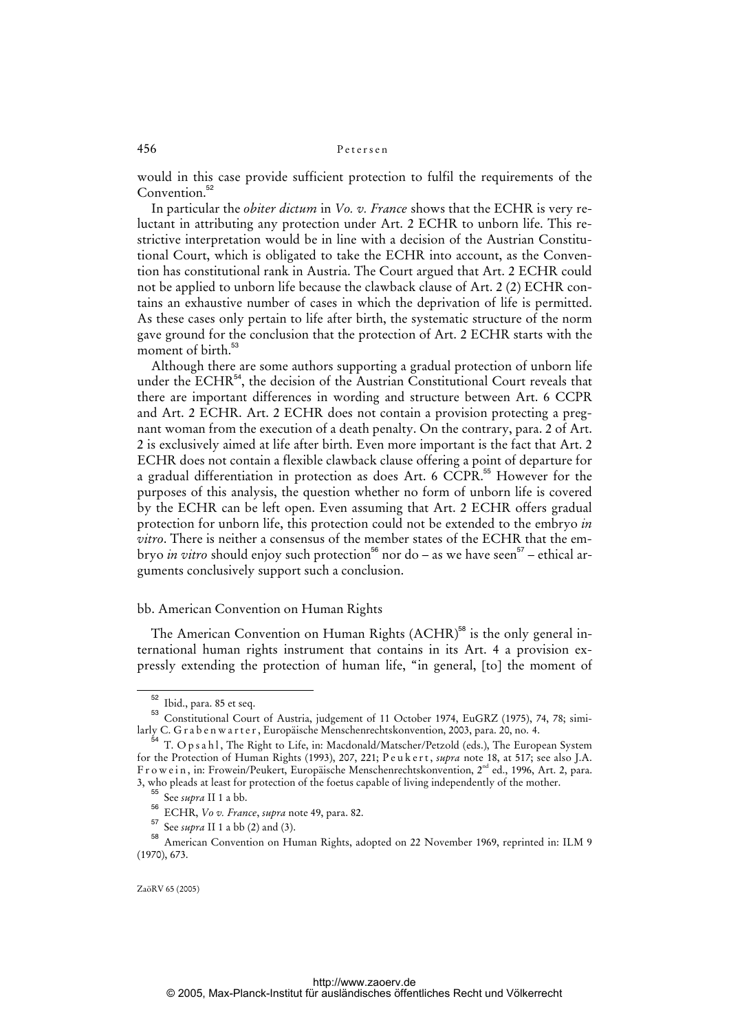would in this case provide sufficient protection to fulfil the requirements of the Convention.[52]

In particular the *obiter dictum* in *Vo. v. France* shows that the ECHR is very reluctant in attributing any protection under Art. 2 ECHR to unborn life. This restrictive interpretation would be in line with a decision of the Austrian Constitutional Court, which is obligated to take the ECHR into account, as the Convention has constitutional rank in Austria. The Court argued that Art. 2 ECHR could not be applied to unborn life because the clawback clause of Art. 2 (2) ECHR contains an exhaustive number of cases in which the deprivation of life is permitted. As these cases only pertain to life after birth, the systematic structure of the norm gave ground for the conclusion that the protection of Art. 2 ECHR starts with the moment of birth.[53]

Although there are some authors supporting a gradual protection of unborn life under the ECHR[54], the decision of the Austrian Constitutional Court reveals that there are important differences in wording and structure between Art. 6 CCPR and Art. 2 ECHR. Art. 2 ECHR does not contain a provision protecting a pregnant woman from the execution of a death penalty. On the contrary, para. 2 of Art. 2 is exclusively aimed at life after birth. Even more important is the fact that Art. 2 ECHR does not contain a flexible clawback clause offering a point of departure for a gradual differentiation in protection as does Art. 6 CCPR.[55] However for the purposes of this analysis, the question whether no form of unborn life is covered by the ECHR can be left open. Even assuming that Art. 2 ECHR offers gradual protection for unborn life, this protection could not be extended to the embryo *in vitro*. There is neither a consensus of the member states of the ECHR that the embryo *in vitro* should enjoy such protection[56] nor do – as we have seen[57] – ethical arguments conclusively support such a conclusion.

### bb. American Convention on Human Rights

The American Convention on Human Rights (ACHR)[58] is the only general international human rights instrument that contains in its Art. 4 a provision expressly extending the protection of human life, "in general, [to] the moment of

---

[52] Ibid., para. 85 et seq.

[53] Constitutional Court of Austria, judgement of 11 October 1974, EuGRZ (1975), 74, 78; similarly C. Grabenwarter, Europäische Menschenrechtskonvention, 2003, para. 20, no. 4.

[54] T. Opsahl, The Right to Life, in: Macdonald/Matscher/Petzold (eds.), The European System for the Protection of Human Rights (1993), 207, 221; Peukert, *supra* note 18, at 517; see also J.A. Frowein, in: Frowein/Peukert, Europäische Menschenrechtskonvention, 2nd ed., 1996, Art. 2, para. 3, who pleads at least for protection of the foetus capable of living independently of the mother.

[55] See *supra* II 1 a bb.

[56] ECHR, *Vo v. France*, *supra* note 49, para. 82.

[57] See *supra* II 1 a bb (2) and (3).

[58] American Convention on Human Rights, adopted on 22 November 1969, reprinted in: ILM 9 (1970), 673.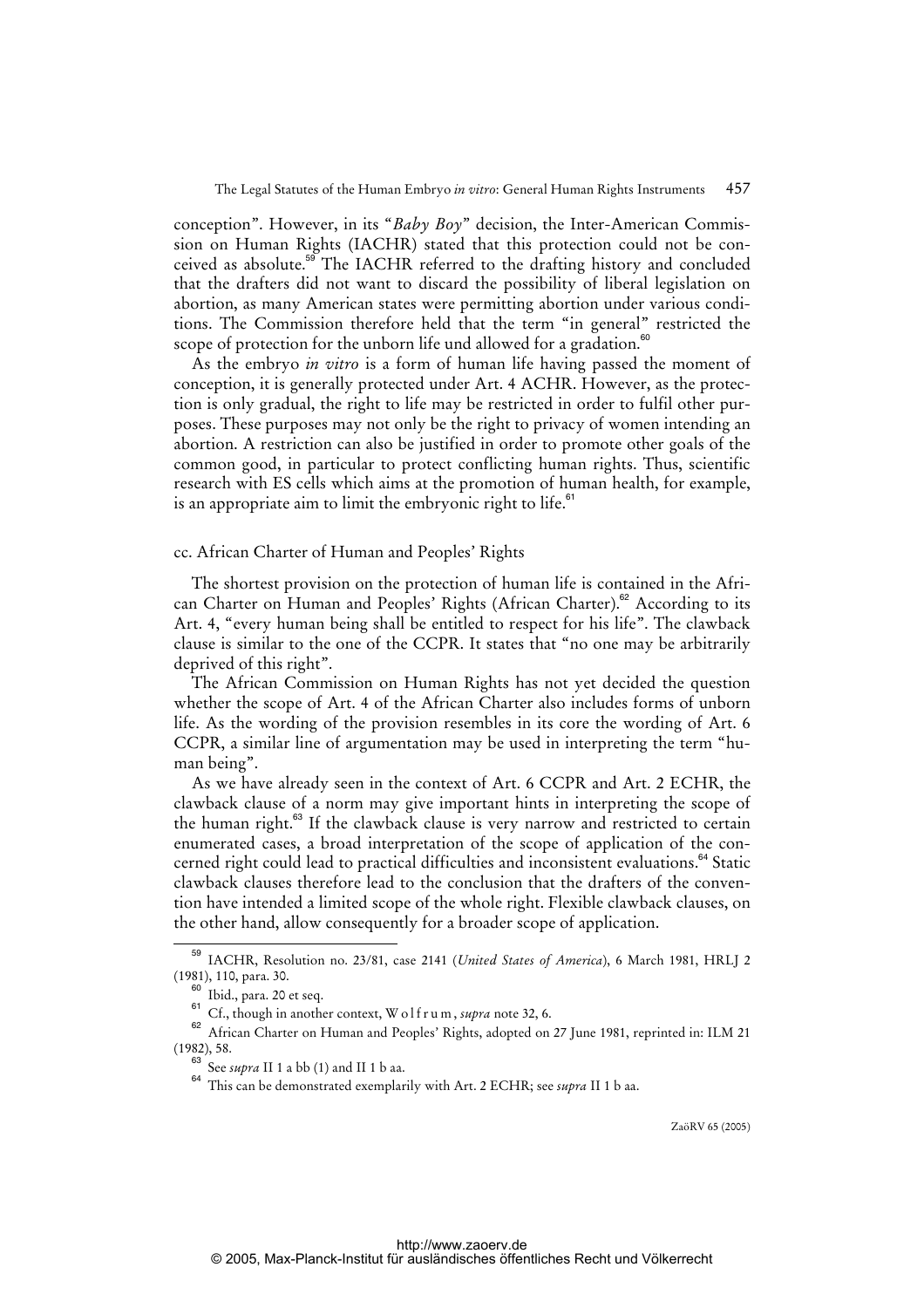conception". However, in its "*Baby Boy*" decision, the Inter-American Commission on Human Rights (IACHR) stated that this protection could not be conceived as absolute.[59] The IACHR referred to the drafting history and concluded that the drafters did not want to discard the possibility of liberal legislation on abortion, as many American states were permitting abortion under various conditions. The Commission therefore held that the term "in general" restricted the scope of protection for the unborn life und allowed for a gradation.[60]

As the embryo *in vitro* is a form of human life having passed the moment of conception, it is generally protected under Art. 4 ACHR. However, as the protection is only gradual, the right to life may be restricted in order to fulfil other purposes. These purposes may not only be the right to privacy of women intending an abortion. A restriction can also be justified in order to promote other goals of the common good, in particular to protect conflicting human rights. Thus, scientific research with ES cells which aims at the promotion of human health, for example, is an appropriate aim to limit the embryonic right to life.[61]

### cc. African Charter of Human and Peoples' Rights

The shortest provision on the protection of human life is contained in the African Charter on Human and Peoples' Rights (African Charter).[62] According to its Art. 4, "every human being shall be entitled to respect for his life". The clawback clause is similar to the one of the CCPR. It states that "no one may be arbitrarily deprived of this right".

The African Commission on Human Rights has not yet decided the question whether the scope of Art. 4 of the African Charter also includes forms of unborn life. As the wording of the provision resembles in its core the wording of Art. 6 CCPR, a similar line of argumentation may be used in interpreting the term "human being".

As we have already seen in the context of Art. 6 CCPR and Art. 2 ECHR, the clawback clause of a norm may give important hints in interpreting the scope of the human right.[63] If the clawback clause is very narrow and restricted to certain enumerated cases, a broad interpretation of the scope of application of the concerned right could lead to practical difficulties and inconsistent evaluations.[64] Static clawback clauses therefore lead to the conclusion that the drafters of the convention have intended a limited scope of the whole right. Flexible clawback clauses, on the other hand, allow consequently for a broader scope of application.

---

[59] IACHR, Resolution no. 23/81, case 2141 (*United States of America*), 6 March 1981, HRLJ 2 (1981), 110, para. 30.

[60] Ibid., para. 20 et seq.

[61] Cf., though in another context, Wolfrum, *supra* note 32, 6.

[62] African Charter on Human and Peoples' Rights, adopted on 27 June 1981, reprinted in: ILM 21 (1982), 58.

[63] See *supra* II 1 a bb (1) and II 1 b aa.

[64] This can be demonstrated exemplarily with Art. 2 ECHR; see *supra* II 1 b aa.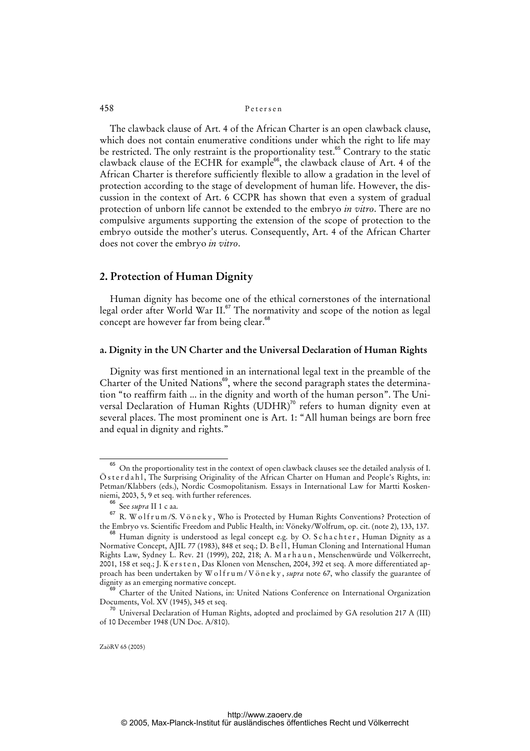The clawback clause of Art. 4 of the African Charter is an open clawback clause, which does not contain enumerative conditions under which the right to life may be restricted. The only restraint is the proportionality test.[65] Contrary to the static clawback clause of the ECHR for example[66], the clawback clause of Art. 4 of the African Charter is therefore sufficiently flexible to allow a gradation in the level of protection according to the stage of development of human life. However, the discussion in the context of Art. 6 CCPR has shown that even a system of gradual protection of unborn life cannot be extended to the embryo *in vitro*. There are no compulsive arguments supporting the extension of the scope of protection to the embryo outside the mother's uterus. Consequently, Art. 4 of the African Charter does not cover the embryo *in vitro*.

## 2. Protection of Human Dignity

Human dignity has become one of the ethical cornerstones of the international legal order after World War II.[67] The normativity and scope of the notion as legal concept are however far from being clear.[68]

### a. Dignity in the UN Charter and the Universal Declaration of Human Rights

Dignity was first mentioned in an international legal text in the preamble of the Charter of the United Nations[69], where the second paragraph states the determination "to reaffirm faith ... in the dignity and worth of the human person". The Universal Declaration of Human Rights (UDHR)[70] refers to human dignity even at several places. The most prominent one is Art. 1: "All human beings are born free and equal in dignity and rights."

---

[65] On the proportionality test in the context of open clawback clauses see the detailed analysis of I. Österdahl, The Surprising Originality of the African Charter on Human and People's Rights, in: Petman/Klabbers (eds.), Nordic Cosmopolitanism. Essays in International Law for Martti Koskenniemi, 2003, 5, 9 et seq. with further references.

[66] See *supra* II 1 c aa.

[67] R. Wolfrum/S. Vöneky, Who is Protected by Human Rights Conventions? Protection of the Embryo vs. Scientific Freedom and Public Health, in: Vöneky/Wolfrum, op. cit. (note 2), 133, 137.

[68] Human dignity is understood as legal concept e.g. by O. Schachter, Human Dignity as a Normative Concept, AJIL 77 (1983), 848 et seq.; D. Bell, Human Cloning and International Human Rights Law, Sydney L. Rev. 21 (1999), 202, 218; A. Marhaun, Menschenwürde und Völkerrecht, 2001, 158 et seq.; J. Kersten, Das Klonen von Menschen, 2004, 392 et seq. A more differentiated approach has been undertaken by Wolfrum/Vöneky, *supra* note 67, who classify the guarantee of dignity as an emerging normative concept.

[69] Charter of the United Nations, in: United Nations Conference on International Organization Documents, Vol. XV (1945), 345 et seq.

[70] Universal Declaration of Human Rights, adopted and proclaimed by GA resolution 217 A (III) of 10 December 1948 (UN Doc. A/810).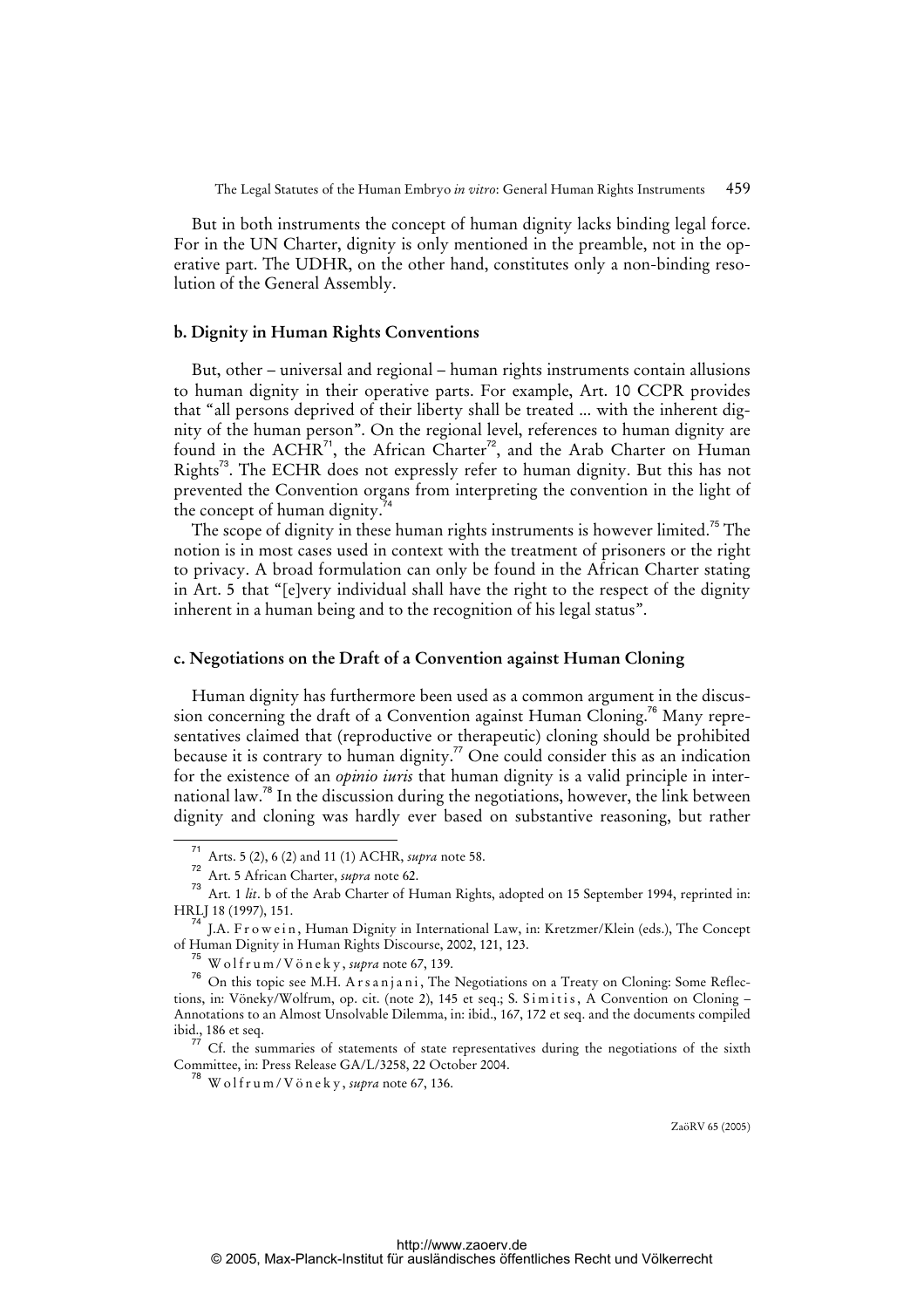But in both instruments the concept of human dignity lacks binding legal force. For in the UN Charter, dignity is only mentioned in the preamble, not in the operative part. The UDHR, on the other hand, constitutes only a non-binding resolution of the General Assembly.

### b. Dignity in Human Rights Conventions

But, other – universal and regional – human rights instruments contain allusions to human dignity in their operative parts. For example, Art. 10 CCPR provides that "all persons deprived of their liberty shall be treated ... with the inherent dignity of the human person". On the regional level, references to human dignity are found in the ACHR[71], the African Charter[72], and the Arab Charter on Human Rights[73]. The ECHR does not expressly refer to human dignity. But this has not prevented the Convention organs from interpreting the convention in the light of the concept of human dignity.[74]

The scope of dignity in these human rights instruments is however limited.[75] The notion is in most cases used in context with the treatment of prisoners or the right to privacy. A broad formulation can only be found in the African Charter stating in Art. 5 that "[e]very individual shall have the right to the respect of the dignity inherent in a human being and to the recognition of his legal status".

### c. Negotiations on the Draft of a Convention against Human Cloning

Human dignity has furthermore been used as a common argument in the discussion concerning the draft of a Convention against Human Cloning.[76] Many representatives claimed that (reproductive or therapeutic) cloning should be prohibited because it is contrary to human dignity.[77] One could consider this as an indication for the existence of an *opinio iuris* that human dignity is a valid principle in international law.[78] In the discussion during the negotiations, however, the link between dignity and cloning was hardly ever based on substantive reasoning, but rather

---

[71] Arts. 5 (2), 6 (2) and 11 (1) ACHR, *supra* note 58.

[72] Art. 5 African Charter, *supra* note 62.

[73] Art. 1 *lit*. b of the Arab Charter of Human Rights, adopted on 15 September 1994, reprinted in: HRLJ 18 (1997), 151.

[74] J.A. Frowein, Human Dignity in International Law, in: Kretzmer/Klein (eds.), The Concept of Human Dignity in Human Rights Discourse, 2002, 121, 123.

[75] Wolfrum/Vöneky, *supra* note 67, 139.

[76] On this topic see M.H. Arsanjani, The Negotiations on a Treaty on Cloning: Some Reflections, in: Vöneky/Wolfrum, op. cit. (note 2), 145 et seq.; S. Simitis, A Convention on Cloning – Annotations to an Almost Unsolvable Dilemma, in: ibid., 167, 172 et seq. and the documents compiled ibid., 186 et seq.

[77] Cf. the summaries of statements of state representatives during the negotiations of the sixth Committee, in: Press Release GA/L/3258, 22 October 2004.

[78] Wolfrum/Vöneky, *supra* note 67, 136.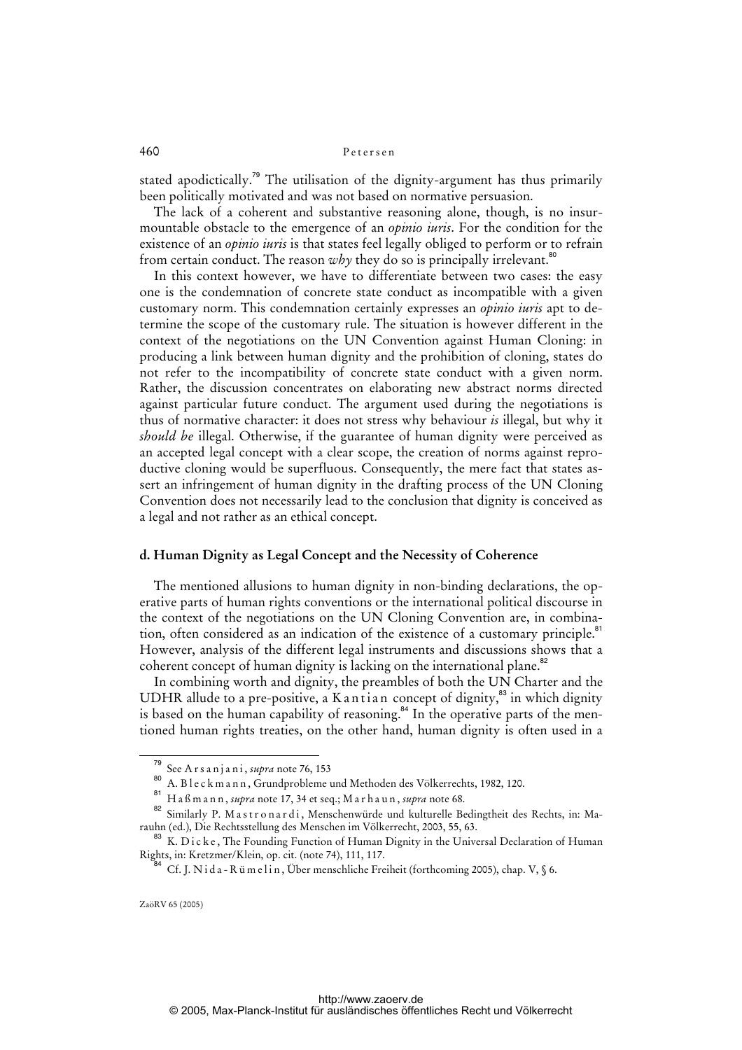stated apodictically.[79] The utilisation of the dignity-argument has thus primarily been politically motivated and was not based on normative persuasion.

The lack of a coherent and substantive reasoning alone, though, is no insurmountable obstacle to the emergence of an *opinio iuris*. For the condition for the existence of an *opinio iuris* is that states feel legally obliged to perform or to refrain from certain conduct. The reason *why* they do so is principally irrelevant.[80]

In this context however, we have to differentiate between two cases: the easy one is the condemnation of concrete state conduct as incompatible with a given customary norm. This condemnation certainly expresses an *opinio iuris* apt to determine the scope of the customary rule. The situation is however different in the context of the negotiations on the UN Convention against Human Cloning: in producing a link between human dignity and the prohibition of cloning, states do not refer to the incompatibility of concrete state conduct with a given norm. Rather, the discussion concentrates on elaborating new abstract norms directed against particular future conduct. The argument used during the negotiations is thus of normative character: it does not stress why behaviour *is* illegal, but why it *should be* illegal. Otherwise, if the guarantee of human dignity were perceived as an accepted legal concept with a clear scope, the creation of norms against reproductive cloning would be superfluous. Consequently, the mere fact that states assert an infringement of human dignity in the drafting process of the UN Cloning Convention does not necessarily lead to the conclusion that dignity is conceived as a legal and not rather as an ethical concept.

### d. Human Dignity as Legal Concept and the Necessity of Coherence

The mentioned allusions to human dignity in non-binding declarations, the operative parts of human rights conventions or the international political discourse in the context of the negotiations on the UN Cloning Convention are, in combination, often considered as an indication of the existence of a customary principle.[81] However, analysis of the different legal instruments and discussions shows that a coherent concept of human dignity is lacking on the international plane.[82]

In combining worth and dignity, the preambles of both the UN Charter and the UDHR allude to a pre-positive, a Kantian concept of dignity,[83] in which dignity is based on the human capability of reasoning.[84] In the operative parts of the mentioned human rights treaties, on the other hand, human dignity is often used in a

---

[79] See Arsanjani, *supra* note 76, 153

[80] A. Bleckmann, Grundprobleme und Methoden des Völkerrechts, 1982, 120.

[81] Haßmann, *supra* note 17, 34 et seq.; Marhaun, *supra* note 68.

[82] Similarly P. Mastronardi, Menschenwürde und kulturelle Bedingtheit des Rechts, in: Marauhn (ed.), Die Rechtsstellung des Menschen im Völkerrecht, 2003, 55, 63.

[83] K. Dicke, The Founding Function of Human Dignity in the Universal Declaration of Human Rights, in: Kretzmer/Klein, op. cit. (note 74), 111, 117.

[84] Cf. J. Nida-Rümelin, Über menschliche Freiheit (forthcoming 2005), chap. V, § 6.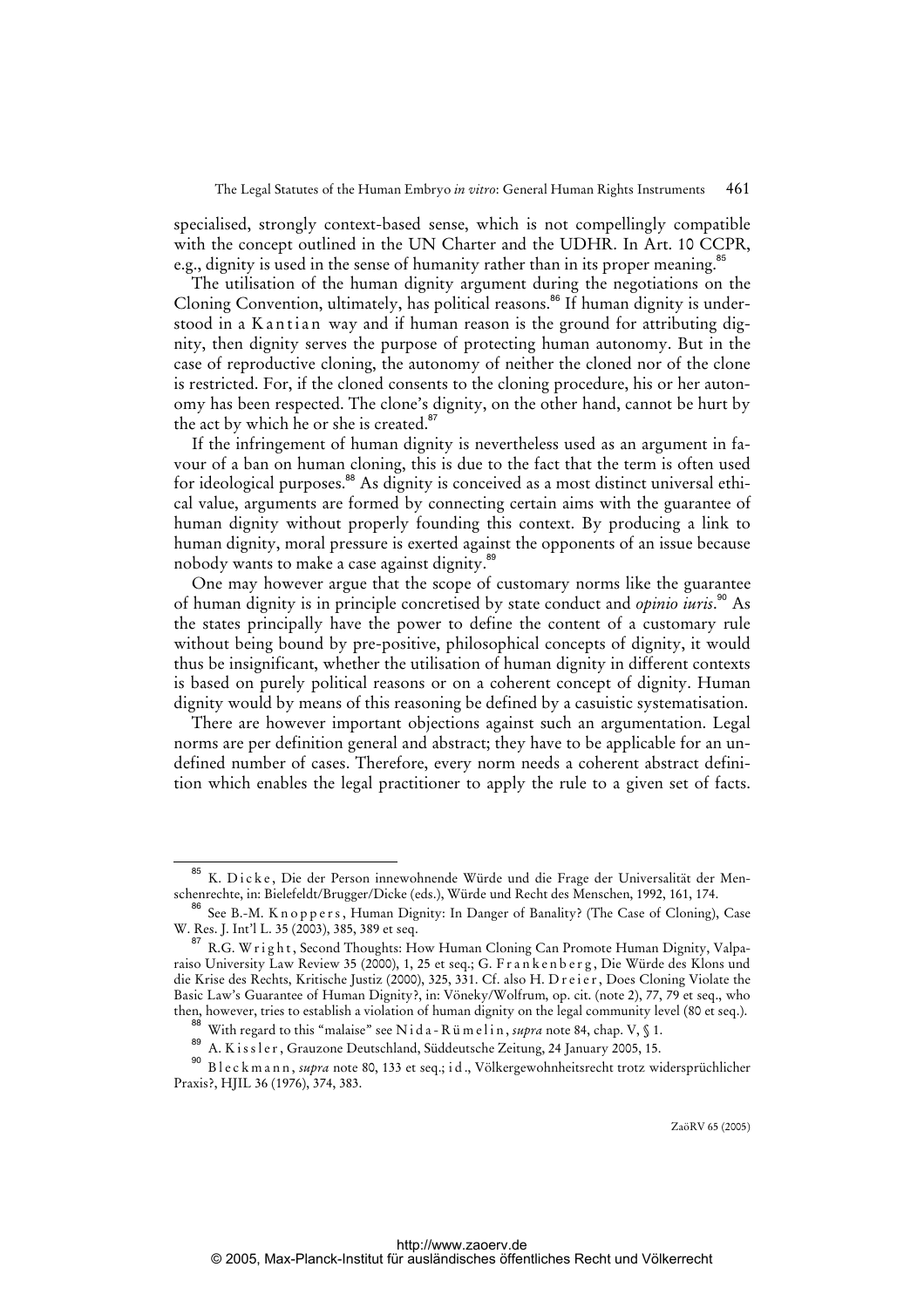specialised, strongly context-based sense, which is not compellingly compatible with the concept outlined in the UN Charter and the UDHR. In Art. 10 CCPR, e.g., dignity is used in the sense of humanity rather than in its proper meaning.[85]

The utilisation of the human dignity argument during the negotiations on the Cloning Convention, ultimately, has political reasons.[86] If human dignity is understood in a Kantian way and if human reason is the ground for attributing dignity, then dignity serves the purpose of protecting human autonomy. But in the case of reproductive cloning, the autonomy of neither the cloned nor of the clone is restricted. For, if the cloned consents to the cloning procedure, his or her autonomy has been respected. The clone's dignity, on the other hand, cannot be hurt by the act by which he or she is created.[87]

If the infringement of human dignity is nevertheless used as an argument in favour of a ban on human cloning, this is due to the fact that the term is often used for ideological purposes.[88] As dignity is conceived as a most distinct universal ethical value, arguments are formed by connecting certain aims with the guarantee of human dignity without properly founding this context. By producing a link to human dignity, moral pressure is exerted against the opponents of an issue because nobody wants to make a case against dignity.[89]

One may however argue that the scope of customary norms like the guarantee of human dignity is in principle concretised by state conduct and *opinio iuris*.[90] As the states principally have the power to define the content of a customary rule without being bound by pre-positive, philosophical concepts of dignity, it would thus be insignificant, whether the utilisation of human dignity in different contexts is based on purely political reasons or on a coherent concept of dignity. Human dignity would by means of this reasoning be defined by a casuistic systematisation.

There are however important objections against such an argumentation. Legal norms are per definition general and abstract; they have to be applicable for an undefined number of cases. Therefore, every norm needs a coherent abstract definition which enables the legal practitioner to apply the rule to a given set of facts.

---

[85] K. Dicke, Die der Person innewohnende Würde und die Frage der Universalität der Menschenrechte, in: Bielefeldt/Brugger/Dicke (eds.), Würde und Recht des Menschen, 1992, 161, 174.

[86] See B.-M. Knoppers, Human Dignity: In Danger of Banality? (The Case of Cloning), Case W. Res. J. Int'l L. 35 (2003), 385, 389 et seq.

[87] R.G. Wright, Second Thoughts: How Human Cloning Can Promote Human Dignity, Valparaiso University Law Review 35 (2000), 1, 25 et seq.; G. Frankenberg, Die Würde des Klons und die Krise des Rechts, Kritische Justiz (2000), 325, 331. Cf. also H. Dreier, Does Cloning Violate the Basic Law's Guarantee of Human Dignity?, in: Vöneky/Wolfrum, op. cit. (note 2), 77, 79 et seq., who then, however, tries to establish a violation of human dignity on the legal community level (80 et seq.).

[88] With regard to this "malaise" see Nida-Rümelin, *supra* note 84, chap. V, § 1.

[89] A. Kissler, Grauzone Deutschland, Süddeutsche Zeitung, 24 January 2005, 15.

[90] Bleckmann, *supra* note 80, 133 et seq.; id., Völkergewohnheitsrecht trotz widersprüchlicher Praxis?, HJIL 36 (1976), 374, 383.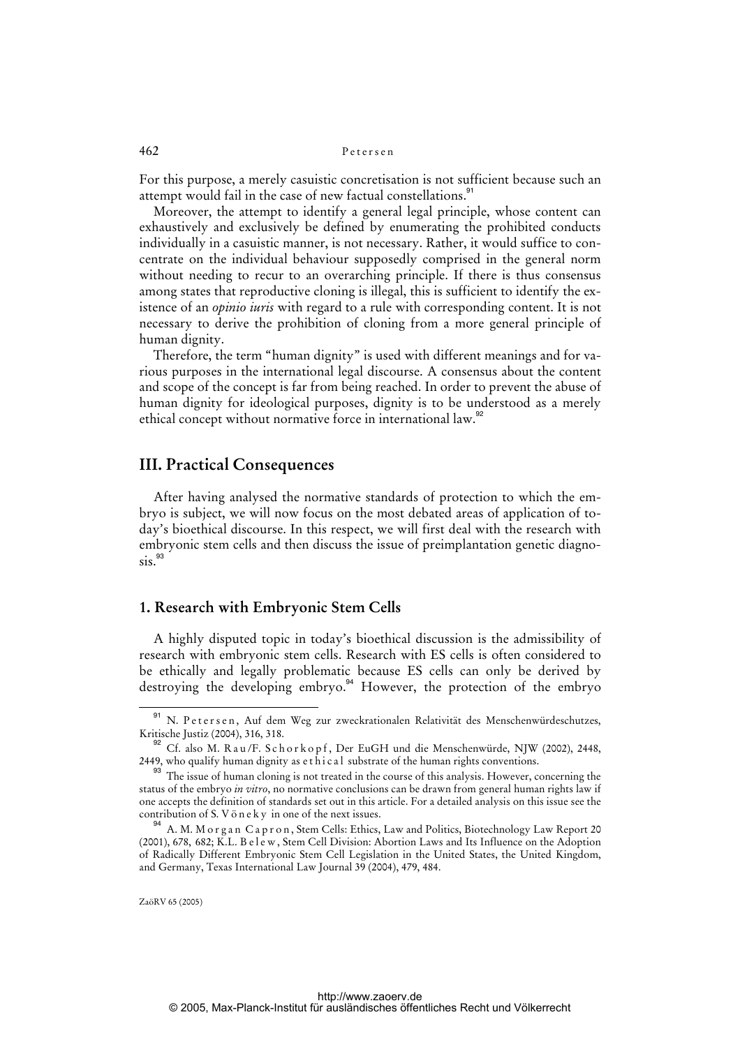For this purpose, a merely casuistic concretisation is not sufficient because such an attempt would fail in the case of new factual constellations.[91]

Moreover, the attempt to identify a general legal principle, whose content can exhaustively and exclusively be defined by enumerating the prohibited conducts individually in a casuistic manner, is not necessary. Rather, it would suffice to concentrate on the individual behaviour supposedly comprised in the general norm without needing to recur to an overarching principle. If there is thus consensus among states that reproductive cloning is illegal, this is sufficient to identify the existence of an *opinio iuris* with regard to a rule with corresponding content. It is not necessary to derive the prohibition of cloning from a more general principle of human dignity.

Therefore, the term "human dignity" is used with different meanings and for various purposes in the international legal discourse. A consensus about the content and scope of the concept is far from being reached. In order to prevent the abuse of human dignity for ideological purposes, dignity is to be understood as a merely ethical concept without normative force in international law.[92]

## III. Practical Consequences

After having analysed the normative standards of protection to which the embryo is subject, we will now focus on the most debated areas of application of today's bioethical discourse. In this respect, we will first deal with the research with embryonic stem cells and then discuss the issue of preimplantation genetic diagnosis.[93]

### 1. Research with Embryonic Stem Cells

A highly disputed topic in today's bioethical discussion is the admissibility of research with embryonic stem cells. Research with ES cells is often considered to be ethically and legally problematic because ES cells can only be derived by destroying the developing embryo.[94] However, the protection of the embryo

---

[91] N. Petersen, Auf dem Weg zur zweckrationalen Relativität des Menschenwürdeschutzes, Kritische Justiz (2004), 316, 318.

[92] Cf. also M. Rau/F. Schorkopf, Der EuGH und die Menschenwürde, NJW (2002), 2448, 2449, who qualify human dignity as ethical substrate of the human rights conventions.

[93] The issue of human cloning is not treated in the course of this analysis. However, concerning the status of the embryo *in vitro*, no normative conclusions can be drawn from general human rights law if one accepts the definition of standards set out in this article. For a detailed analysis on this issue see the contribution of S. Vöneky in one of the next issues.

[94] A. M. Morgan Capron, Stem Cells: Ethics, Law and Politics, Biotechnology Law Report 20 (2001), 678, 682; K.L. Belew, Stem Cell Division: Abortion Laws and Its Influence on the Adoption of Radically Different Embryonic Stem Cell Legislation in the United States, the United Kingdom, and Germany, Texas International Law Journal 39 (2004), 479, 484.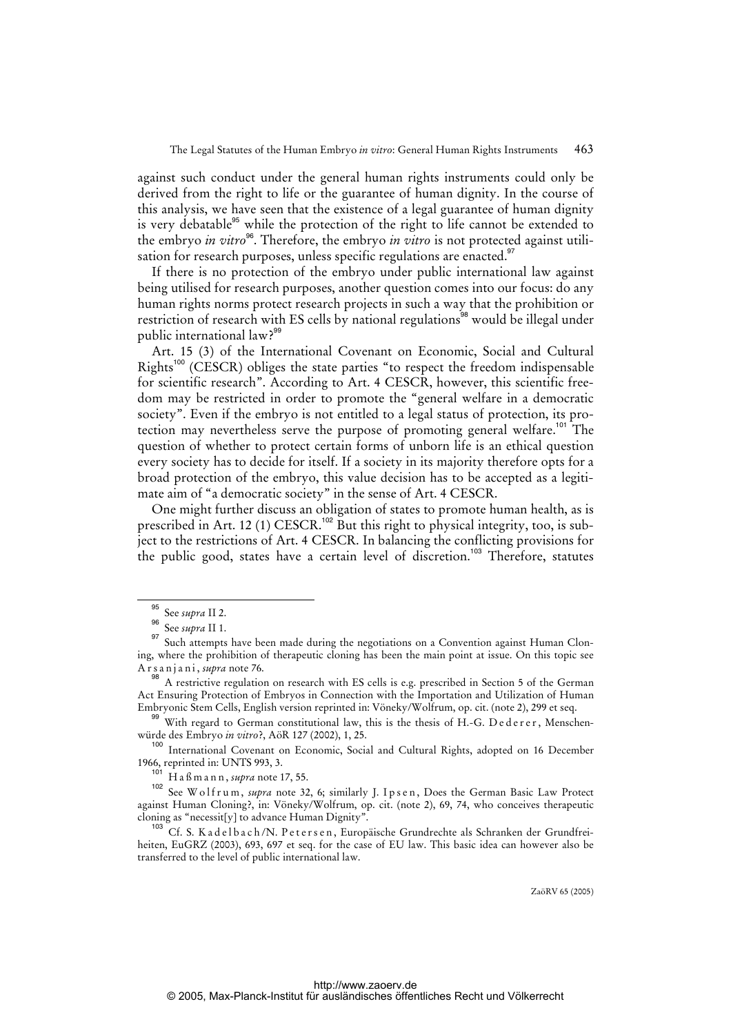against such conduct under the general human rights instruments could only be derived from the right to life or the guarantee of human dignity. In the course of this analysis, we have seen that the existence of a legal guarantee of human dignity is very debatable[95] while the protection of the right to life cannot be extended to the embryo *in vitro*[96]. Therefore, the embryo *in vitro* is not protected against utilisation for research purposes, unless specific regulations are enacted.[97]

If there is no protection of the embryo under public international law against being utilised for research purposes, another question comes into our focus: do any human rights norms protect research projects in such a way that the prohibition or restriction of research with ES cells by national regulations[98] would be illegal under public international law?[99]

Art. 15 (3) of the International Covenant on Economic, Social and Cultural Rights[100] (CESCR) obliges the state parties "to respect the freedom indispensable for scientific research". According to Art. 4 CESCR, however, this scientific freedom may be restricted in order to promote the "general welfare in a democratic society". Even if the embryo is not entitled to a legal status of protection, its protection may nevertheless serve the purpose of promoting general welfare.[101] The question of whether to protect certain forms of unborn life is an ethical question every society has to decide for itself. If a society in its majority therefore opts for a broad protection of the embryo, this value decision has to be accepted as a legitimate aim of "a democratic society" in the sense of Art. 4 CESCR.

One might further discuss an obligation of states to promote human health, as is prescribed in Art. 12 (1) CESCR.[102] But this right to physical integrity, too, is subject to the restrictions of Art. 4 CESCR. In balancing the conflicting provisions for the public good, states have a certain level of discretion.[103] Therefore, statutes

---

[95] See *supra* II 2.

[96] See *supra* II 1.

[97] Such attempts have been made during the negotiations on a Convention against Human Cloning, where the prohibition of therapeutic cloning has been the main point at issue. On this topic see Arsanjani, *supra* note 76.

[98] A restrictive regulation on research with ES cells is e.g. prescribed in Section 5 of the German Act Ensuring Protection of Embryos in Connection with the Importation and Utilization of Human Embryonic Stem Cells, English version reprinted in: Vöneky/Wolfrum, op. cit. (note 2), 299 et seq.

[99] With regard to German constitutional law, this is the thesis of H.-G. Dederer, Menschenwürde des Embryo *in vitro*?, AöR 127 (2002), 1, 25.

[100] International Covenant on Economic, Social and Cultural Rights, adopted on 16 December 1966, reprinted in: UNTS 993, 3.

[101] Haßmann, *supra* note 17, 55.

[102] See Wolfrum, *supra* note 32, 6; similarly J. Ipsen, Does the German Basic Law Protect against Human Cloning?, in: Vöneky/Wolfrum, op. cit. (note 2), 69, 74, who conceives therapeutic cloning as "necessit[y] to advance Human Dignity".

[103] Cf. S. Kadelbach/N. Petersen, Europäische Grundrechte als Schranken der Grundfreiheiten, EuGRZ (2003), 693, 697 et seq. for the case of EU law. This basic idea can however also be transferred to the level of public international law.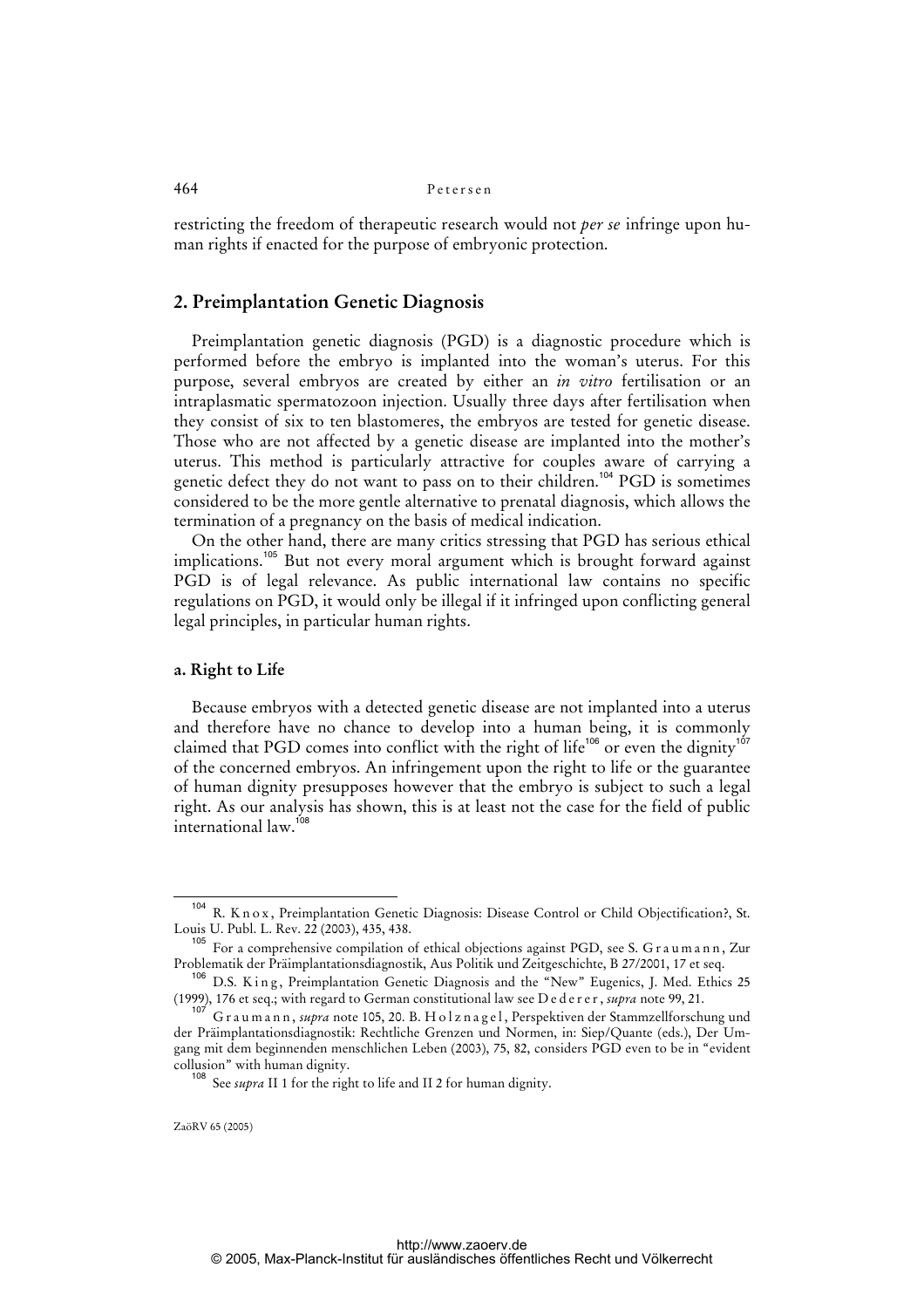restricting the freedom of therapeutic research would not *per se* infringe upon human rights if enacted for the purpose of embryonic protection.

## 2. Preimplantation Genetic Diagnosis

Preimplantation genetic diagnosis (PGD) is a diagnostic procedure which is performed before the embryo is implanted into the woman's uterus. For this purpose, several embryos are created by either an *in vitro* fertilisation or an intraplasmatic spermatozoon injection. Usually three days after fertilisation when they consist of six to ten blastomeres, the embryos are tested for genetic disease. Those who are not affected by a genetic disease are implanted into the mother's uterus. This method is particularly attractive for couples aware of carrying a genetic defect they do not want to pass on to their children.[104] PGD is sometimes considered to be the more gentle alternative to prenatal diagnosis, which allows the termination of a pregnancy on the basis of medical indication.

On the other hand, there are many critics stressing that PGD has serious ethical implications.[105] But not every moral argument which is brought forward against PGD is of legal relevance. As public international law contains no specific regulations on PGD, it would only be illegal if it infringed upon conflicting general legal principles, in particular human rights.

### a. Right to Life

Because embryos with a detected genetic disease are not implanted into a uterus and therefore have no chance to develop into a human being, it is commonly claimed that PGD comes into conflict with the right of life[106] or even the dignity[107] of the concerned embryos. An infringement upon the right to life or the guarantee of human dignity presupposes however that the embryo is subject to such a legal right. As our analysis has shown, this is at least not the case for the field of public international law.[108]

---

[104] R. Knox, Preimplantation Genetic Diagnosis: Disease Control or Child Objectification?, St. Louis U. Publ. L. Rev. 22 (2003), 435, 438.

[105] For a comprehensive compilation of ethical objections against PGD, see S. Graumann, Zur Problematik der Präimplantationsdiagnostik, Aus Politik und Zeitgeschichte, B 27/2001, 17 et seq.

[106] D.S. King, Preimplantation Genetic Diagnosis and the "New" Eugenics, J. Med. Ethics 25 (1999), 176 et seq.; with regard to German constitutional law see Dederer, *supra* note 99, 21.

[107] Graumann, *supra* note 105, 20. B. Holznagel, Perspektiven der Stammzellforschung und der Präimplantationsdiagnostik: Rechtliche Grenzen und Normen, in: Siep/Quante (eds.), Der Umgang mit dem beginnenden menschlichen Leben (2003), 75, 82, considers PGD even to be in "evident collusion" with human dignity.

[108] See *supra* II 1 for the right to life and II 2 for human dignity.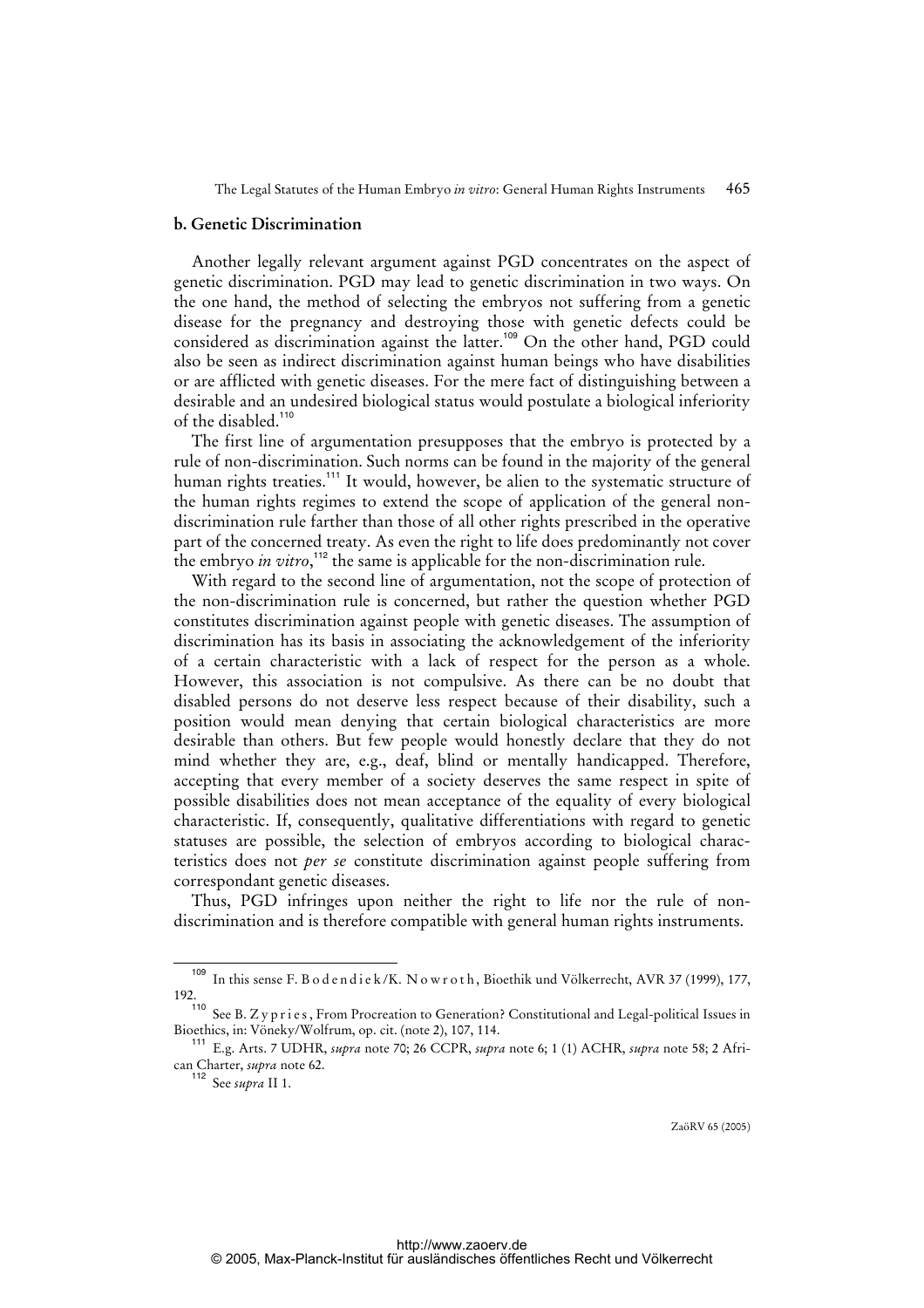### b. Genetic Discrimination

Another legally relevant argument against PGD concentrates on the aspect of genetic discrimination. PGD may lead to genetic discrimination in two ways. On the one hand, the method of selecting the embryos not suffering from a genetic disease for the pregnancy and destroying those with genetic defects could be considered as discrimination against the latter.[109] On the other hand, PGD could also be seen as indirect discrimination against human beings who have disabilities or are afflicted with genetic diseases. For the mere fact of distinguishing between a desirable and an undesired biological status would postulate a biological inferiority of the disabled.[110]

The first line of argumentation presupposes that the embryo is protected by a rule of non-discrimination. Such norms can be found in the majority of the general human rights treaties.[111] It would, however, be alien to the systematic structure of the human rights regimes to extend the scope of application of the general non-discrimination rule farther than those of all other rights prescribed in the operative part of the concerned treaty. As even the right to life does predominantly not cover the embryo *in vitro*,[112] the same is applicable for the non-discrimination rule.

With regard to the second line of argumentation, not the scope of protection of the non-discrimination rule is concerned, but rather the question whether PGD constitutes discrimination against people with genetic diseases. The assumption of discrimination has its basis in associating the acknowledgement of the inferiority of a certain characteristic with a lack of respect for the person as a whole. However, this association is not compulsive. As there can be no doubt that disabled persons do not deserve less respect because of their disability, such a position would mean denying that certain biological characteristics are more desirable than others. But few people would honestly declare that they do not mind whether they are, e.g., deaf, blind or mentally handicapped. Therefore, accepting that every member of a society deserves the same respect in spite of possible disabilities does not mean acceptance of the equality of every biological characteristic. If, consequently, qualitative differentiations with regard to genetic statuses are possible, the selection of embryos according to biological characteristics does not *per se* constitute discrimination against people suffering from correspondant genetic diseases.

Thus, PGD infringes upon neither the right to life nor the rule of non-discrimination and is therefore compatible with general human rights instruments.

---

[109] In this sense F. Bodendiek/K. Nowroth, Bioethik und Völkerrecht, AVR 37 (1999), 177, 192.

[110] See B. Zypries, From Procreation to Generation? Constitutional and Legal-political Issues in Bioethics, in: Vöneky/Wolfrum, op. cit. (note 2), 107, 114.

[111] E.g. Arts. 7 UDHR, *supra* note 70; 26 CCPR, *supra* note 6; 1 (1) ACHR, *supra* note 58; 2 African Charter, *supra* note 62.

[112] See *supra* II 1.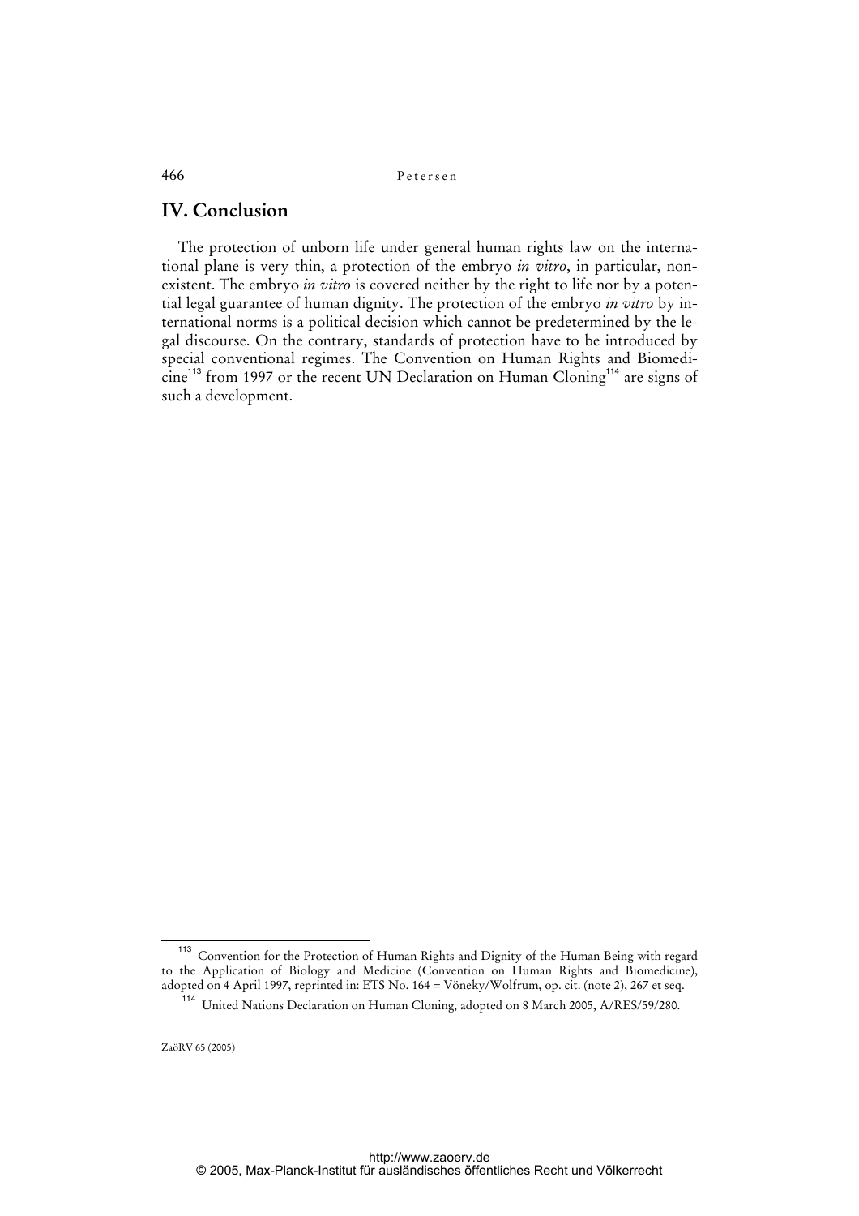## IV. Conclusion

The protection of unborn life under general human rights law on the international plane is very thin, a protection of the embryo *in vitro*, in particular, non-existent. The embryo *in vitro* is covered neither by the right to life nor by a potential legal guarantee of human dignity. The protection of the embryo *in vitro* by international norms is a political decision which cannot be predetermined by the legal discourse. On the contrary, standards of protection have to be introduced by special conventional regimes. The Convention on Human Rights and Biomedicine[113] from 1997 or the recent UN Declaration on Human Cloning[114] are signs of such a development.

---

[113] Convention for the Protection of Human Rights and Dignity of the Human Being with regard to the Application of Biology and Medicine (Convention on Human Rights and Biomedicine), adopted on 4 April 1997, reprinted in: ETS No. 164 = Vöneky/Wolfrum, op. cit. (note 2), 267 et seq.

[114] United Nations Declaration on Human Cloning, adopted on 8 March 2005, A/RES/59/280.